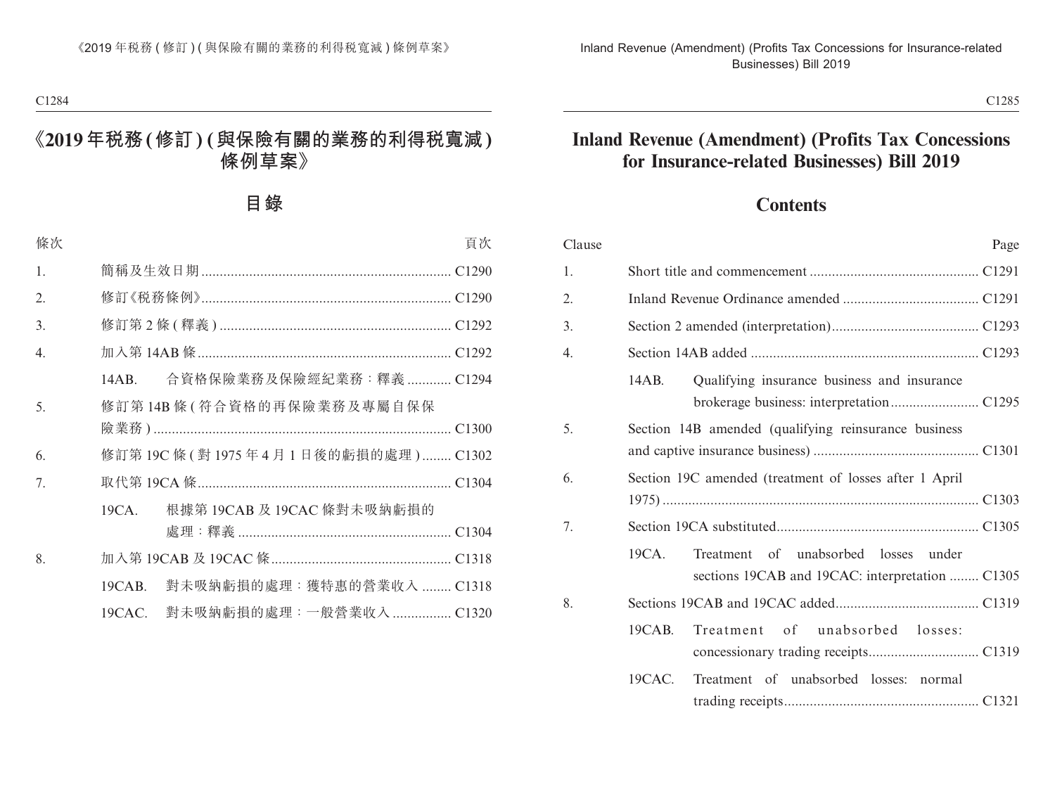# 《2019 年稅務 ( 修訂 ) ( 與保險有關的業務的利得稅寬減 ) 條例草案》

## 目錄

| 條次 | | 頁次 |
|---|---|---|
| 1. | 簡稱及生效日期 | C1290 |
| 2. | 修訂《稅務條例》 | C1290 |
| 3. | 修訂第 2 條 ( 釋義 ) | C1292 |
| 4. | 加入第 14AB 條 | C1292 |
| | 14AB. 合資格保險業務及保險經紀業務：釋義 | C1294 |
| 5. | 修訂第 14B 條 ( 符合資格的再保險業務及專屬自保保險業務 ) | C1300 |
| 6. | 修訂第 19C 條 ( 對 1975 年 4 月 1 日後的虧損的處理 ) | C1302 |
| 7. | 取代第 19CA 條 | C1304 |
| | 19CA. 根據第 19CAB 及 19CAC 條對未吸納虧損的處理：釋義 | C1304 |
| 8. | 加入第 19CAB 及 19CAC 條 | C1318 |
| | 19CAB. 對未吸納虧損的處理：獲特惠的營業收入 | C1318 |
| | 19CAC. 對未吸納虧損的處理：一般營業收入 | C1320 |

# Inland Revenue (Amendment) (Profits Tax Concessions for Insurance-related Businesses) Bill 2019

## Contents

| Clause | | Page |
|---|---|---|
| 1. | Short title and commencement | C1291 |
| 2. | Inland Revenue Ordinance amended | C1291 |
| 3. | Section 2 amended (interpretation) | C1293 |
| 4. | Section 14AB added | C1293 |
| | 14AB. Qualifying insurance business and insurance brokerage business: interpretation | C1295 |
| 5. | Section 14B amended (qualifying reinsurance business and captive insurance business) | C1301 |
| 6. | Section 19C amended (treatment of losses after 1 April 1975) | C1303 |
| 7. | Section 19CA substituted | C1305 |
| | 19CA. Treatment of unabsorbed losses under sections 19CAB and 19CAC: interpretation | C1305 |
| 8. | Sections 19CAB and 19CAC added | C1319 |
| | 19CAB. Treatment of unabsorbed losses: concessionary trading receipts | C1319 |
| | 19CAC. Treatment of unabsorbed losses: normal trading receipts | C1321 |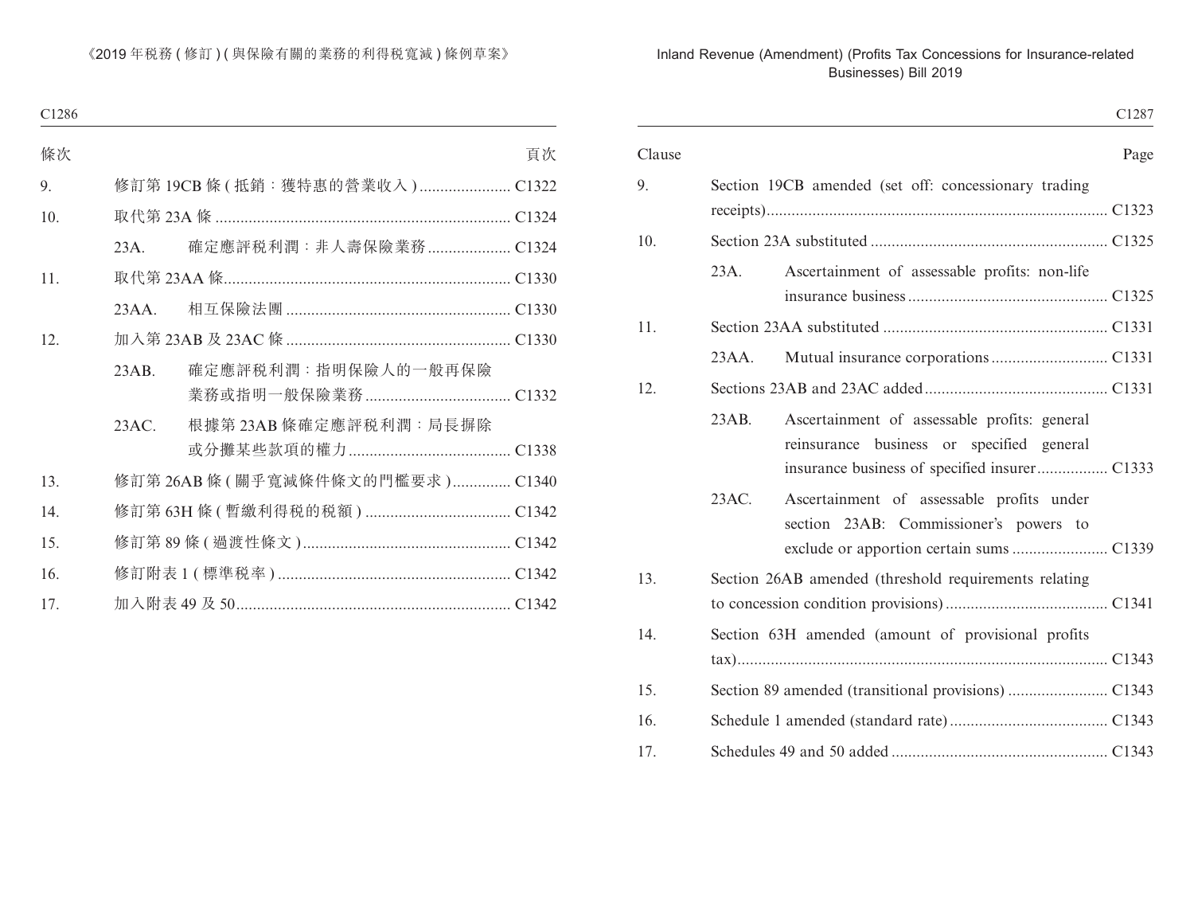| 條次 | | | 頁次 |
|---|---|---|---|
| 9. | 修訂第 19CB 條 ( 抵銷：獲特惠的營業收入 ) | | C1322 |
| 10. | 取代第 23A 條 | | C1324 |
| | 23A. | 確定應評稅利潤：非人壽保險業務 | C1324 |
| 11. | 取代第 23AA 條 | | C1330 |
| | 23AA. | 相互保險法團 | C1330 |
| 12. | 加入第 23AB 及 23AC 條 | | C1330 |
| | 23AB. | 確定應評稅利潤：指明保險人的一般再保險業務或指明一般保險業務 | C1332 |
| | 23AC. | 根據第 23AB 條確定應評稅利潤：局長摒除或分攤某些款項的權力 | C1338 |
| 13. | 修訂第 26AB 條 ( 關乎寬減條件條文的門檻要求 ) | | C1340 |
| 14. | 修訂第 63H 條 ( 暫繳利得稅的稅額 ) | | C1342 |
| 15. | 修訂第 89 條 ( 過渡性條文 ) | | C1342 |
| 16. | 修訂附表 1 ( 標準稅率 ) | | C1342 |
| 17. | 加入附表 49 及 50 | | C1342 |

| Clause | | | Page |
|---|---|---|---|
| 9. | Section 19CB amended (set off: concessionary trading receipts) | | C1323 |
| 10. | Section 23A substituted | | C1325 |
| | 23A. | Ascertainment of assessable profits: non-life insurance business | C1325 |
| 11. | Section 23AA substituted | | C1331 |
| | 23AA. | Mutual insurance corporations | C1331 |
| 12. | Sections 23AB and 23AC added | | C1331 |
| | 23AB. | Ascertainment of assessable profits: general reinsurance business or specified general insurance business of specified insurer | C1333 |
| | 23AC. | Ascertainment of assessable profits under section 23AB: Commissioner's powers to exclude or apportion certain sums | C1339 |
| 13. | Section 26AB amended (threshold requirements relating to concession condition provisions) | | C1341 |
| 14. | Section 63H amended (amount of provisional profits tax) | | C1343 |
| 15. | Section 89 amended (transitional provisions) | | C1343 |
| 16. | Schedule 1 amended (standard rate) | | C1343 |
| 17. | Schedules 49 and 50 added | | C1343 |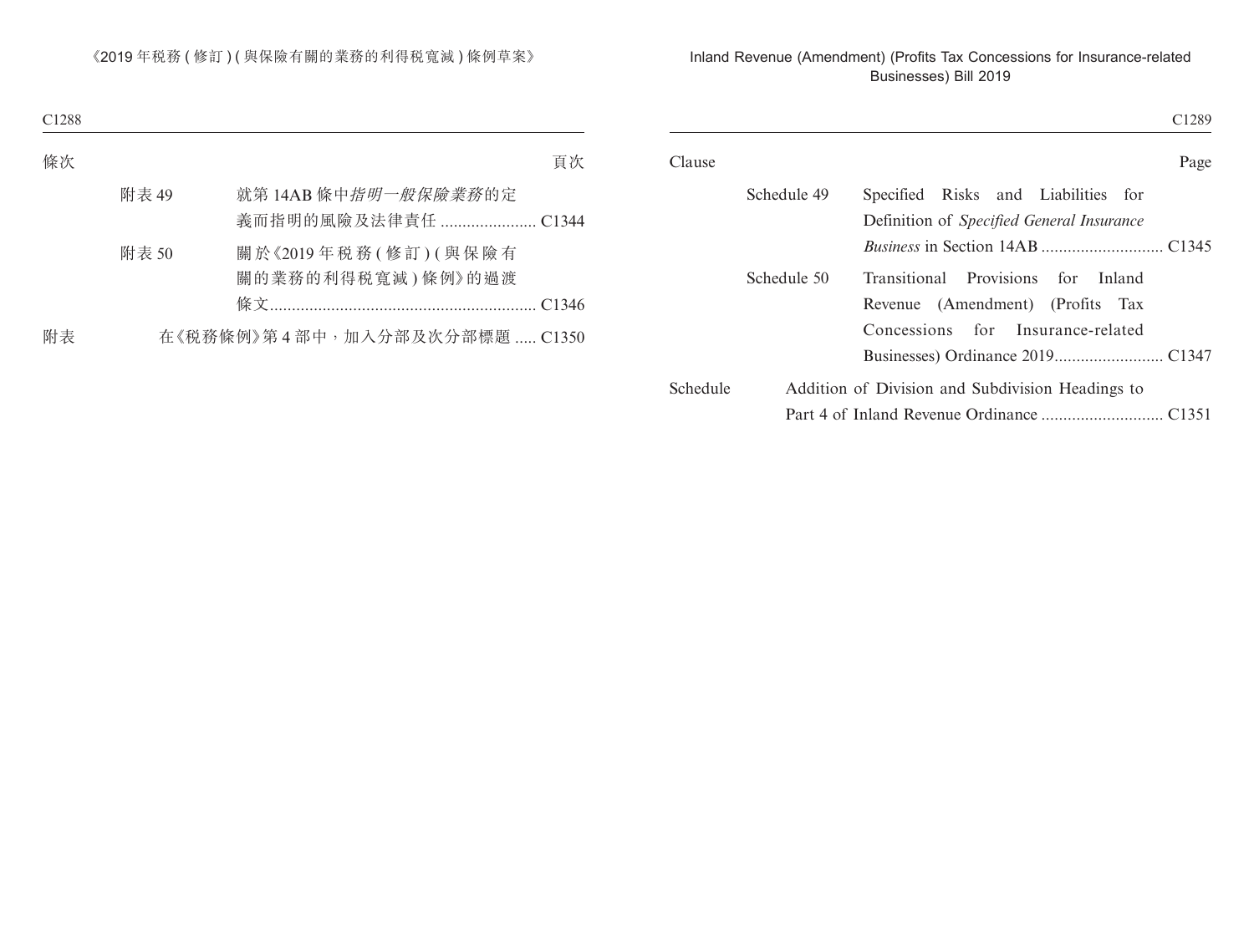| 條次 | | | 頁次 |
|---|---|---|---|
| | 附表 49 | 就第 14AB 條中*指明一般保險業務*的定義而指明的風險及法律責任 | C1344 |
| | 附表 50 | 關於《2019 年稅務 ( 修訂 ) ( 與保險有關的業務的利得稅寬減 ) 條例》的過渡條文 | C1346 |
| 附表 | | 在《稅務條例》第 4 部中，加入分部及次分部標題 | C1350 |

| Clause | | | Page |
|---|---|---|---|
| | Schedule 49 | Specified Risks and Liabilities for Definition of *Specified General Insurance Business* in Section 14AB | C1345 |
| | Schedule 50 | Transitional Provisions for Inland Revenue (Amendment) (Profits Tax Concessions for Insurance-related Businesses) Ordinance 2019 | C1347 |
| Schedule | | Addition of Division and Subdivision Headings to Part 4 of Inland Revenue Ordinance | C1351 |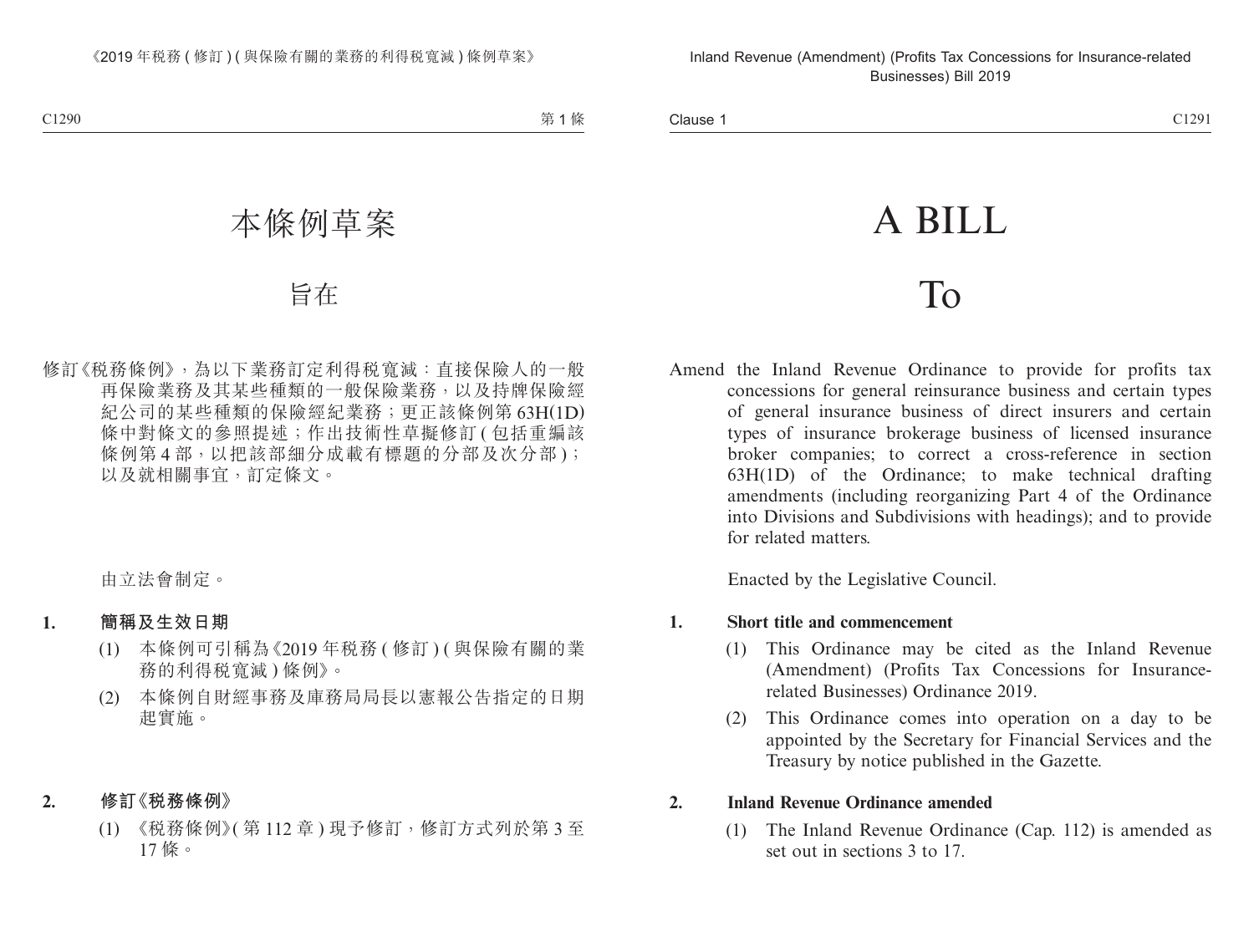# 本條例草案

## 旨在

修訂《稅務條例》，為以下業務訂定利得稅寬減：直接保險人的一般再保險業務及其某些種類的一般保險業務，以及持牌保險經紀公司的某些種類的保險經紀業務；更正該條例第 63H(1D) 條中對條文的參照提述；作出技術性草擬修訂 (包括重編該條例第 4 部，以把該部細分成載有標題的分部及次分部)；以及就相關事宜，訂定條文。

由立法會制定。

**1. 簡稱及生效日期**

(1) 本條例可引稱為《2019 年稅務 (修訂) (與保險有關的業務的利得稅寬減) 條例》。

(2) 本條例自財經事務及庫務局局長以憲報公告指定的日期起實施。

**2. 修訂《稅務條例》**

(1) 《稅務條例》(第 112 章) 現予修訂，修訂方式列於第 3 至 17 條。

# A BILL

## To

Amend the Inland Revenue Ordinance to provide for profits tax concessions for general reinsurance business and certain types of general insurance business of direct insurers and certain types of insurance brokerage business of licensed insurance broker companies; to correct a cross-reference in section 63H(1D) of the Ordinance; to make technical drafting amendments (including reorganizing Part 4 of the Ordinance into Divisions and Subdivisions with headings); and to provide for related matters.

Enacted by the Legislative Council.

**1. Short title and commencement**

(1) This Ordinance may be cited as the Inland Revenue (Amendment) (Profits Tax Concessions for Insurance-related Businesses) Ordinance 2019.

(2) This Ordinance comes into operation on a day to be appointed by the Secretary for Financial Services and the Treasury by notice published in the Gazette.

**2. Inland Revenue Ordinance amended**

(1) The Inland Revenue Ordinance (Cap. 112) is amended as set out in sections 3 to 17.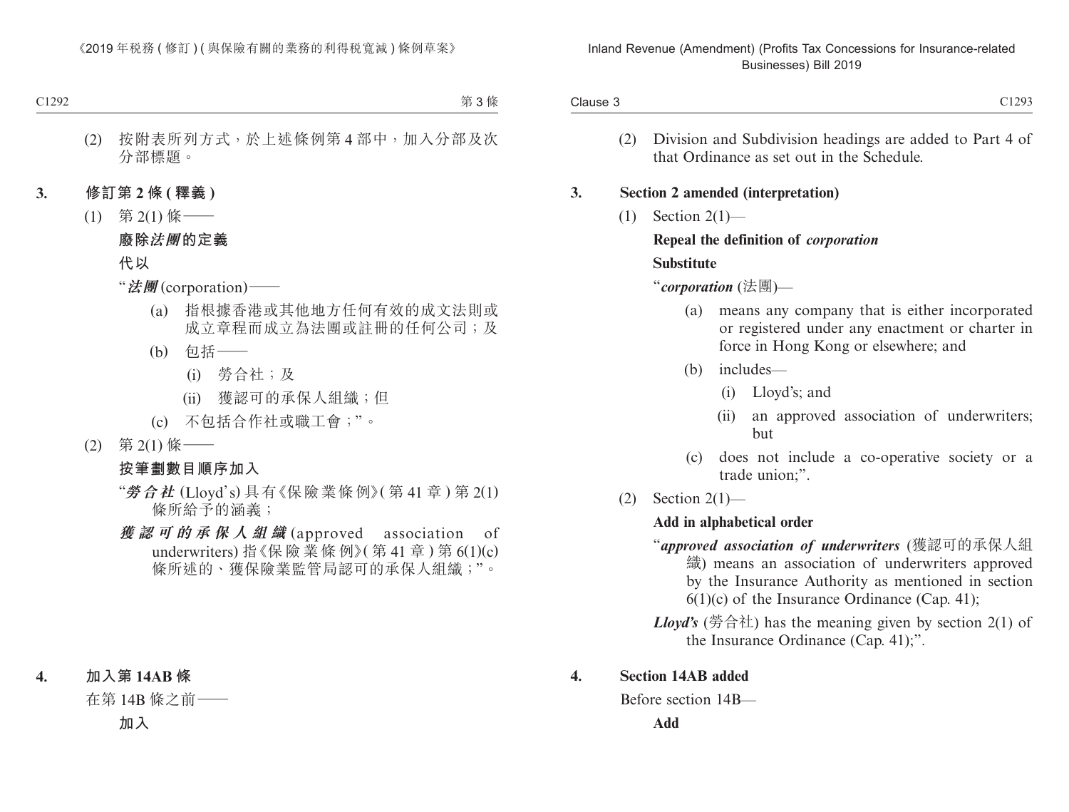(2) 按附表所列方式，於上述條例第 4 部中，加入分部及次分部標題。

## 3. 修訂第 2 條 (釋義)

(1) 第 2(1) 條——

**廢除*法團*的定義**

**代以**

“***法團*** (corporation)——

(a) 指根據香港或其他地方任何有效的成文法則或成立章程而成立為法團或註冊的任何公司；及

(b) 包括——

(i) 勞合社；及

(ii) 獲認可的承保人組織；但

(c) 不包括合作社或職工會；”。

(2) 第 2(1) 條——

**按筆劃數目順序加入**

“***勞合社*** (Lloyd’s) 具有《保險業條例》(第 41 章) 第 2(1) 條所給予的涵義；

***獲認可的承保人組織*** (approved association of underwriters) 指《保險業條例》(第 41 章) 第 6(1)(c) 條所述的、獲保險業監管局認可的承保人組織；”。

## 4. 加入第 14AB 條

在第 14B 條之前——

**加入**

(2) Division and Subdivision headings are added to Part 4 of that Ordinance as set out in the Schedule.

## 3. Section 2 amended (interpretation)

(1) Section 2(1)—

**Repeal the definition of *corporation***

**Substitute**

“***corporation*** (法團)—

(a) means any company that is either incorporated or registered under any enactment or charter in force in Hong Kong or elsewhere; and

(b) includes—

(i) Lloyd’s; and

(ii) an approved association of underwriters; but

(c) does not include a co-operative society or a trade union;”.

(2) Section 2(1)—

**Add in alphabetical order**

“***approved association of underwriters*** (獲認可的承保人組織) means an association of underwriters approved by the Insurance Authority as mentioned in section 6(1)(c) of the Insurance Ordinance (Cap. 41);

***Lloyd’s*** (勞合社) has the meaning given by section 2(1) of the Insurance Ordinance (Cap. 41);”.

## 4. Section 14AB added

Before section 14B—

**Add**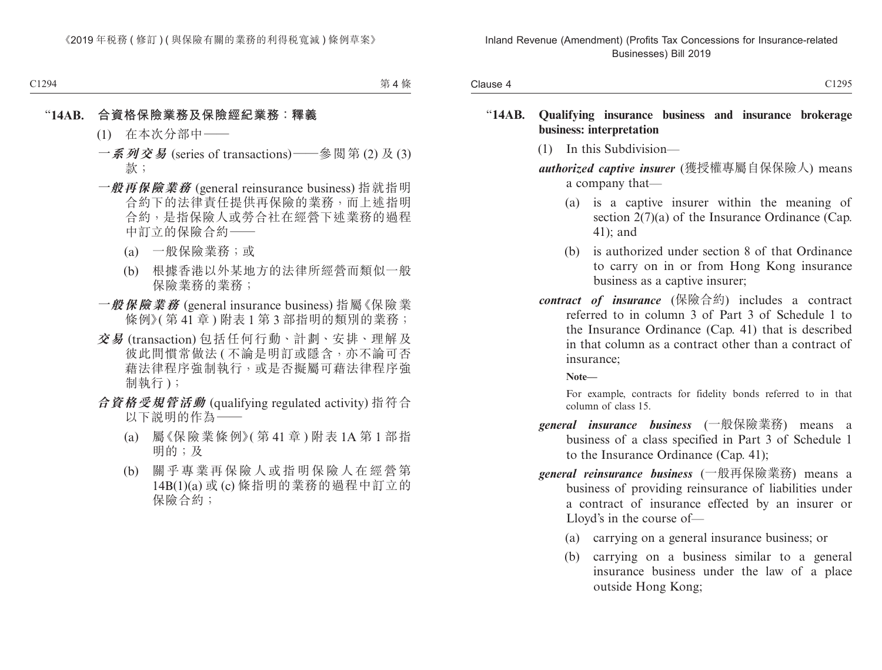“**14AB. 合資格保險業務及保險經紀業務：釋義**

(1) 在本次分部中——

***系列交易*** (series of transactions)——參閱第 (2) 及 (3) 款；

***一般再保險業務*** (general reinsurance business) 指就指明合約下的法律責任提供再保險的業務，而上述指明合約，是指保險人或勞合社在經營下述業務的過程中訂立的保險合約——

(a) 一般保險業務；或

(b) 根據香港以外某地方的法律所經營而類似一般保險業務的業務；

***一般保險業務*** (general insurance business) 指屬《保險業條例》(第 41 章) 附表 1 第 3 部指明的類別的業務；

***交易*** (transaction) 包括任何行動、計劃、安排、理解及彼此間慣常做法 (不論是明訂或隱含，亦不論可否藉法律程序強制執行，或是否擬屬可藉法律程序強制執行)；

***合資格受規管活動*** (qualifying regulated activity) 指符合以下說明的作為——

(a) 屬《保險業條例》(第 41 章) 附表 1A 第 1 部指明的；及

(b) 關乎專業再保險人或指明保險人在經營第 14B(1)(a) 或 (c) 條指明的業務的過程中訂立的保險合約；

“**14AB. Qualifying insurance business and insurance brokerage business: interpretation**

(1) In this Subdivision—

***authorized captive insurer*** (獲授權專屬自保保險人) means a company that—

(a) is a captive insurer within the meaning of section 2(7)(a) of the Insurance Ordinance (Cap. 41); and

(b) is authorized under section 8 of that Ordinance to carry on in or from Hong Kong insurance business as a captive insurer;

***contract of insurance*** (保險合約) includes a contract referred to in column 3 of Part 3 of Schedule 1 to the Insurance Ordinance (Cap. 41) that is described in that column as a contract other than a contract of insurance;

**Note—**

For example, contracts for fidelity bonds referred to in that column of class 15.

***general insurance business*** (一般保險業務) means a business of a class specified in Part 3 of Schedule 1 to the Insurance Ordinance (Cap. 41);

***general reinsurance business*** (一般再保險業務) means a business of providing reinsurance of liabilities under a contract of insurance effected by an insurer or Lloyd’s in the course of—

(a) carrying on a general insurance business; or

(b) carrying on a business similar to a general insurance business under the law of a place outside Hong Kong;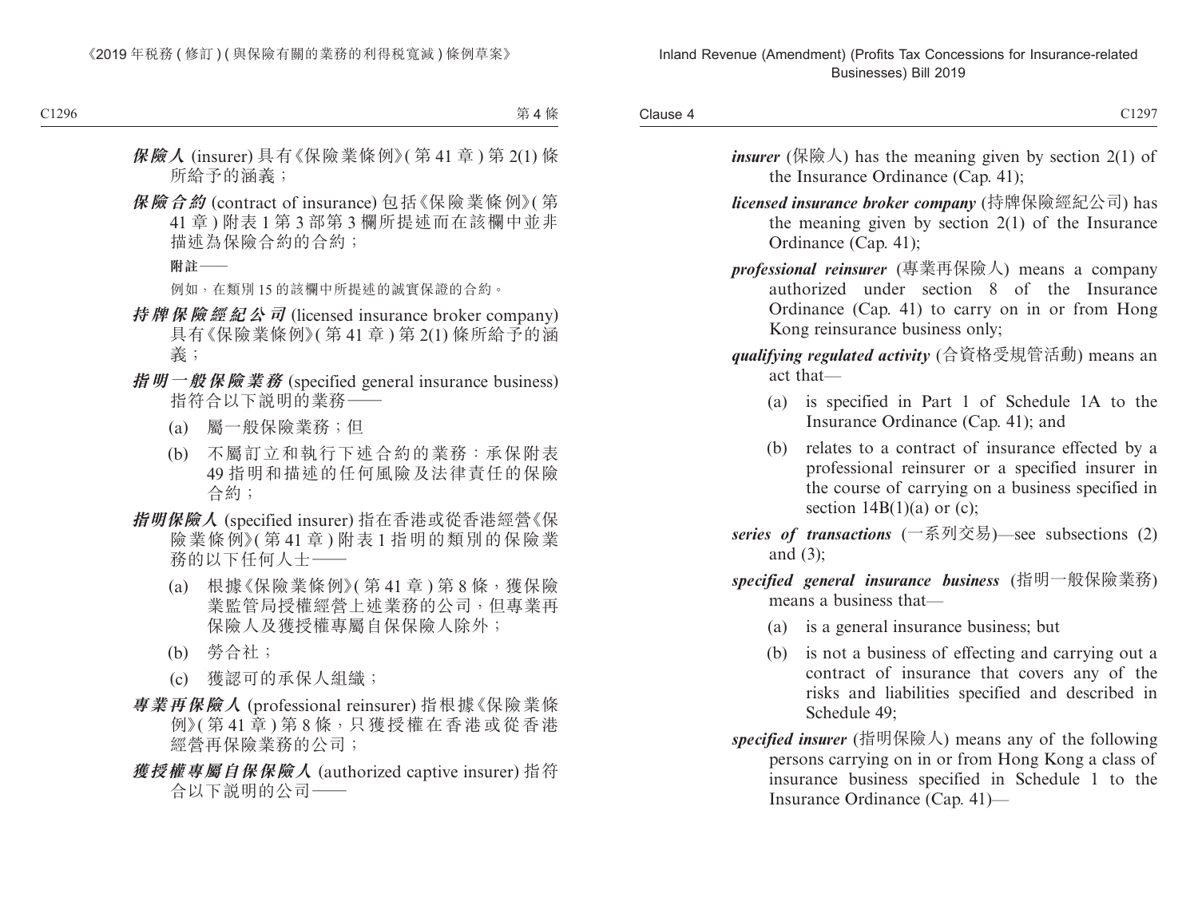***保險人*** (insurer) 具有《保險業條例》(第 41 章) 第 2(1) 條所給予的涵義；

***保險合約*** (contract of insurance) 包括《保險業條例》(第 41 章) 附表 1 第 3 部第 3 欄所提述而在該欄中並非描述為保險合約的合約；

**附註——**

例如，在類別 15 的該欄中所提述的誠實保證的合約。

***持牌保險經紀公司*** (licensed insurance broker company) 具有《保險業條例》(第 41 章) 第 2(1) 條所給予的涵義；

***指明一般保險業務*** (specified general insurance business) 指符合以下說明的業務——

(a) 屬一般保險業務；但

(b) 不屬訂立和執行下述合約的業務：承保附表 49 指明和描述的任何風險及法律責任的保險合約；

***指明保險人*** (specified insurer) 指在香港或從香港經營《保險業條例》(第 41 章) 附表 1 指明的類別的保險業務的以下任何人士——

(a) 根據《保險業條例》(第 41 章) 第 8 條，獲保險業監管局授權經營上述業務的公司，但專業再保險人及獲授權專屬自保保險人除外；

(b) 勞合社；

(c) 獲認可的承保人組織；

***專業再保險人*** (professional reinsurer) 指根據《保險業條例》(第 41 章) 第 8 條，只獲授權在香港或從香港經營再保險業務的公司；

***獲授權專屬自保保險人*** (authorized captive insurer) 指符合以下說明的公司——

***insurer*** (保險人) has the meaning given by section 2(1) of the Insurance Ordinance (Cap. 41);

***licensed insurance broker company*** (持牌保險經紀公司) has the meaning given by section 2(1) of the Insurance Ordinance (Cap. 41);

***professional reinsurer*** (專業再保險人) means a company authorized under section 8 of the Insurance Ordinance (Cap. 41) to carry on in or from Hong Kong reinsurance business only;

***qualifying regulated activity*** (合資格受規管活動) means an act that—

(a) is specified in Part 1 of Schedule 1A to the Insurance Ordinance (Cap. 41); and

(b) relates to a contract of insurance effected by a professional reinsurer or a specified insurer in the course of carrying on a business specified in section 14B(1)(a) or (c);

***series of transactions*** (一系列交易)—see subsections (2) and (3);

***specified general insurance business*** (指明一般保險業務) means a business that—

(a) is a general insurance business; but

(b) is not a business of effecting and carrying out a contract of insurance that covers any of the risks and liabilities specified and described in Schedule 49;

***specified insurer*** (指明保險人) means any of the following persons carrying on in or from Hong Kong a class of insurance business specified in Schedule 1 to the Insurance Ordinance (Cap. 41)—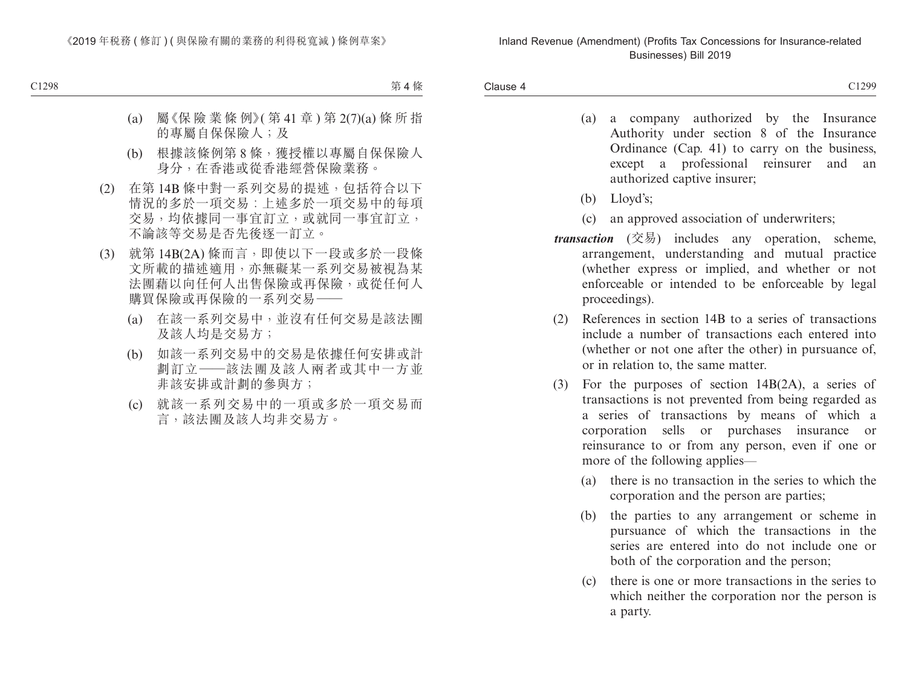(a) 屬《保險業條例》(第 41 章 ) 第 2(7)(a) 條所指的專屬自保保險人;及

(b) 根據該條例第 8 條,獲授權以專屬自保保險人身分,在香港或從香港經營保險業務。

(2) 在第 14B 條中對一系列交易的提述,包括符合以下情況的多於一項交易:上述多於一項交易中的每項交易,均依據同一事宜訂立,或就同一事宜訂立,不論該等交易是否先後逐一訂立。

(3) 就第 14B(2A) 條而言,即使以下一段或多於一段條文所載的描述適用,亦無礙某一系列交易被視為某法團藉以向任何人出售保險或再保險,或從任何人購買保險或再保險的一系列交易——

(a) 在該一系列交易中,並沒有任何交易是該法團及該人均是交易方;

(b) 如該一系列交易中的交易是依據任何安排或計劃訂立——該法團及該人兩者或其中一方並非該安排或計劃的參與方;

(c) 就該一系列交易中的一項或多於一項交易而言,該法團及該人均非交易方。

(a) a company authorized by the Insurance Authority under section 8 of the Insurance Ordinance (Cap. 41) to carry on the business, except a professional reinsurer and an authorized captive insurer;

(b) Lloyd's;

(c) an approved association of underwriters;

***transaction*** (交易) includes any operation, scheme, arrangement, understanding and mutual practice (whether express or implied, and whether or not enforceable or intended to be enforceable by legal proceedings).

(2) References in section 14B to a series of transactions include a number of transactions each entered into (whether or not one after the other) in pursuance of, or in relation to, the same matter.

(3) For the purposes of section 14B(2A), a series of transactions is not prevented from being regarded as a series of transactions by means of which a corporation sells or purchases insurance or reinsurance to or from any person, even if one or more of the following applies—

(a) there is no transaction in the series to which the corporation and the person are parties;

(b) the parties to any arrangement or scheme in pursuance of which the transactions in the series are entered into do not include one or both of the corporation and the person;

(c) there is one or more transactions in the series to which neither the corporation nor the person is a party.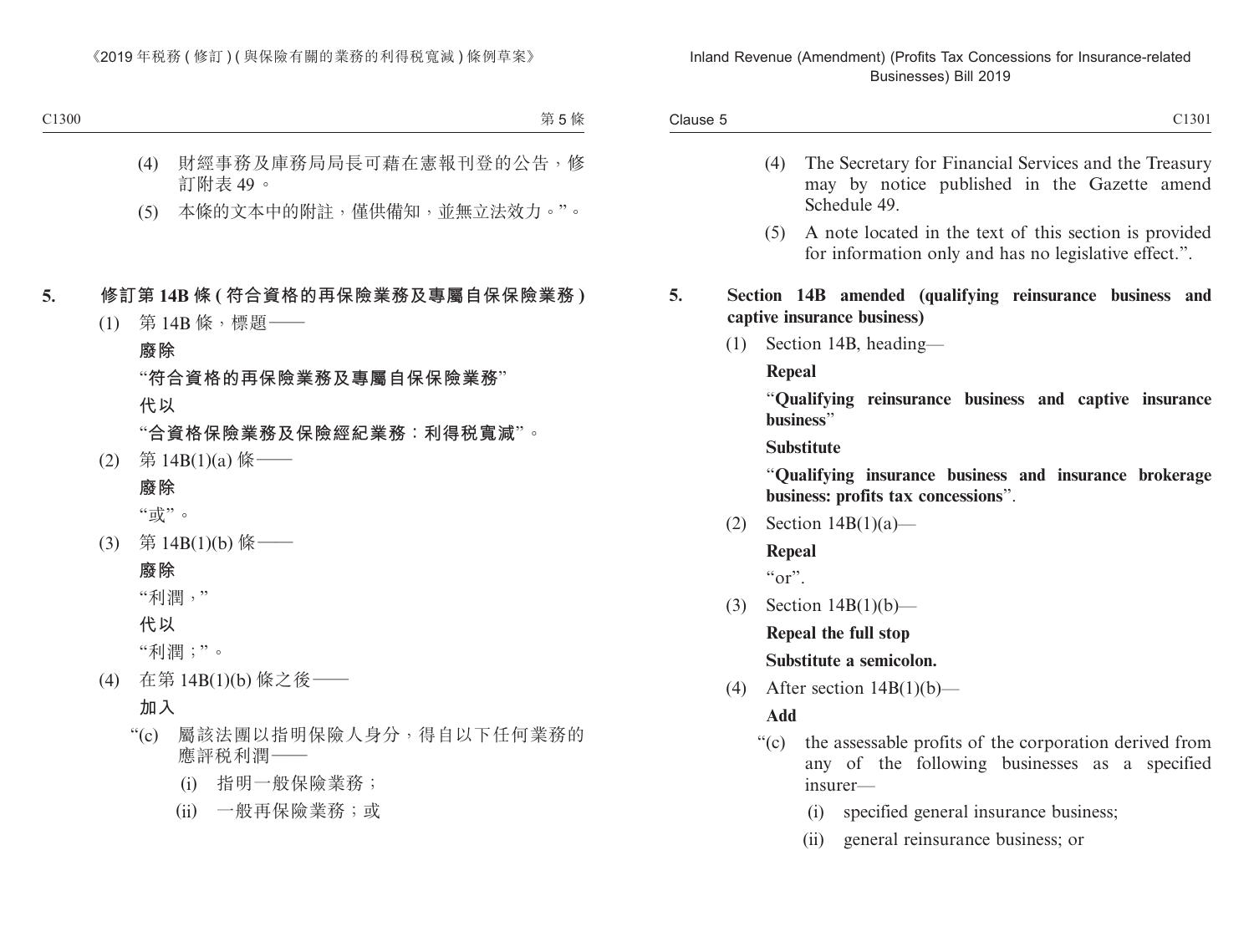(4) 財經事務及庫務局局長可藉在憲報刊登的公告，修訂附表 49。

(5) 本條的文本中的附註，僅供備知，並無立法效力。”。

**5. 修訂第 14B 條 (符合資格的再保險業務及專屬自保保險業務)**

(1) 第 14B 條，標題——

**廢除**

“**符合資格的再保險業務及專屬自保保險業務**”

**代以**

“**合資格保險業務及保險經紀業務：利得稅寬減**”。

(2) 第 14B(1)(a) 條——

**廢除**

“或”。

(3) 第 14B(1)(b) 條——

**廢除**

“利潤，”

**代以**

“利潤；”。

(4) 在第 14B(1)(b) 條之後——

**加入**

“(c) 屬該法團以指明保險人身分，得自以下任何業務的應評稅利潤——

(i) 指明一般保險業務；

(ii) 一般再保險業務；或

(4) The Secretary for Financial Services and the Treasury may by notice published in the Gazette amend Schedule 49.

(5) A note located in the text of this section is provided for information only and has no legislative effect.”.

**5. Section 14B amended (qualifying reinsurance business and captive insurance business)**

(1) Section 14B, heading—

**Repeal**

“**Qualifying reinsurance business and captive insurance business**”

**Substitute**

“**Qualifying insurance business and insurance brokerage business: profits tax concessions**”.

(2) Section 14B(1)(a)—

**Repeal**

“or”.

(3) Section 14B(1)(b)—

**Repeal the full stop**

**Substitute a semicolon.**

(4) After section 14B(1)(b)—

**Add**

“(c) the assessable profits of the corporation derived from any of the following businesses as a specified insurer—

(i) specified general insurance business;

(ii) general reinsurance business; or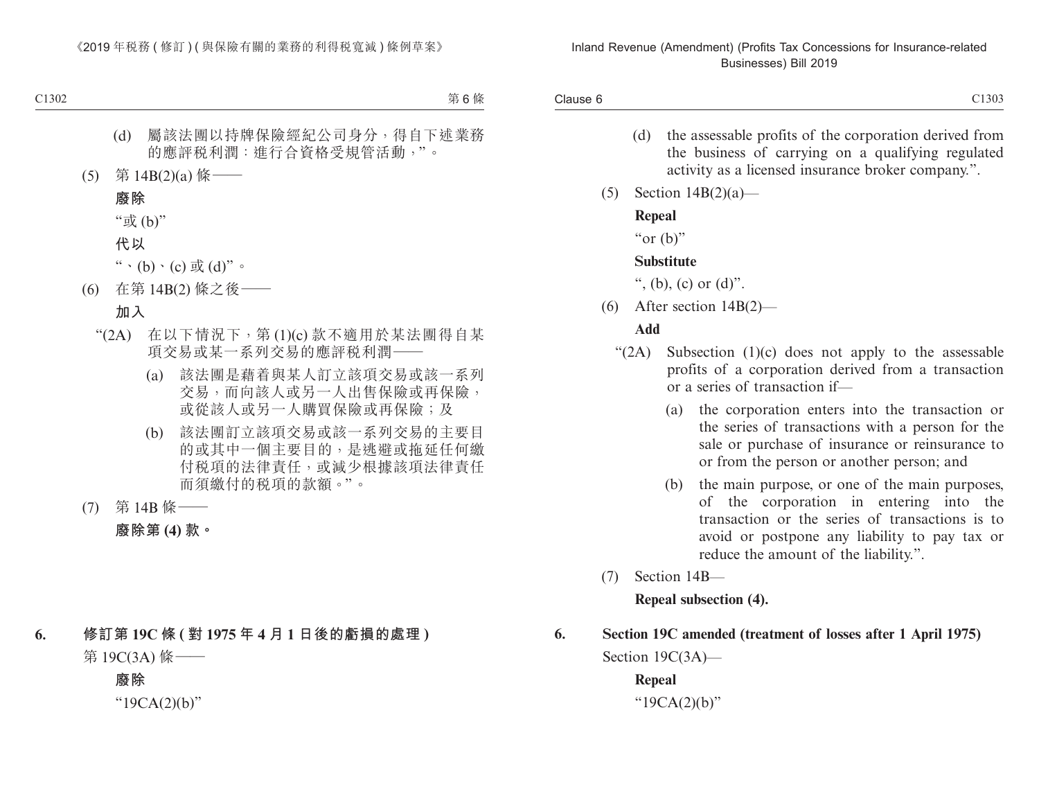(d) 屬該法團以持牌保險經紀公司身分，得自下述業務的應評稅利潤：進行合資格受規管活動，”。

(5) 第 14B(2)(a) 條——

**廢除**

“或 (b)”

**代以**

“、(b)、(c) 或 (d)”。

(6) 在第 14B(2) 條之後——

**加入**

“(2A) 在以下情況下，第 (1)(c) 款不適用於某法團得自某項交易或某一系列交易的應評稅利潤——

(a) 該法團是藉着與某人訂立該項交易或該一系列交易，而向該人或另一人出售保險或再保險，或從該人或另一人購買保險或再保險；及

(b) 該法團訂立該項交易或該一系列交易的主要目的或其中一個主要目的，是逃避或拖延任何繳付稅項的法律責任，或減少根據該項法律責任而須繳付的稅項的款額。”。

(7) 第 14B 條——

**廢除第 (4) 款。**

## 6. 修訂第 19C 條 (對 1975 年 4 月 1 日後的虧損的處理)

第 19C(3A) 條——

**廢除**

“19CA(2)(b)”

(d) the assessable profits of the corporation derived from the business of carrying on a qualifying regulated activity as a licensed insurance broker company.”.

(5) Section 14B(2)(a)—

**Repeal**

“or (b)”

**Substitute**

“, (b), (c) or (d)”.

(6) After section 14B(2)—

**Add**

“(2A) Subsection (1)(c) does not apply to the assessable profits of a corporation derived from a transaction or a series of transaction if—

(a) the corporation enters into the transaction or the series of transactions with a person for the sale or purchase of insurance or reinsurance to or from the person or another person; and

(b) the main purpose, or one of the main purposes, of the corporation in entering into the transaction or the series of transactions is to avoid or postpone any liability to pay tax or reduce the amount of the liability.”.

(7) Section 14B—

**Repeal subsection (4).**

## 6. Section 19C amended (treatment of losses after 1 April 1975)

Section 19C(3A)—

**Repeal**

“19CA(2)(b)”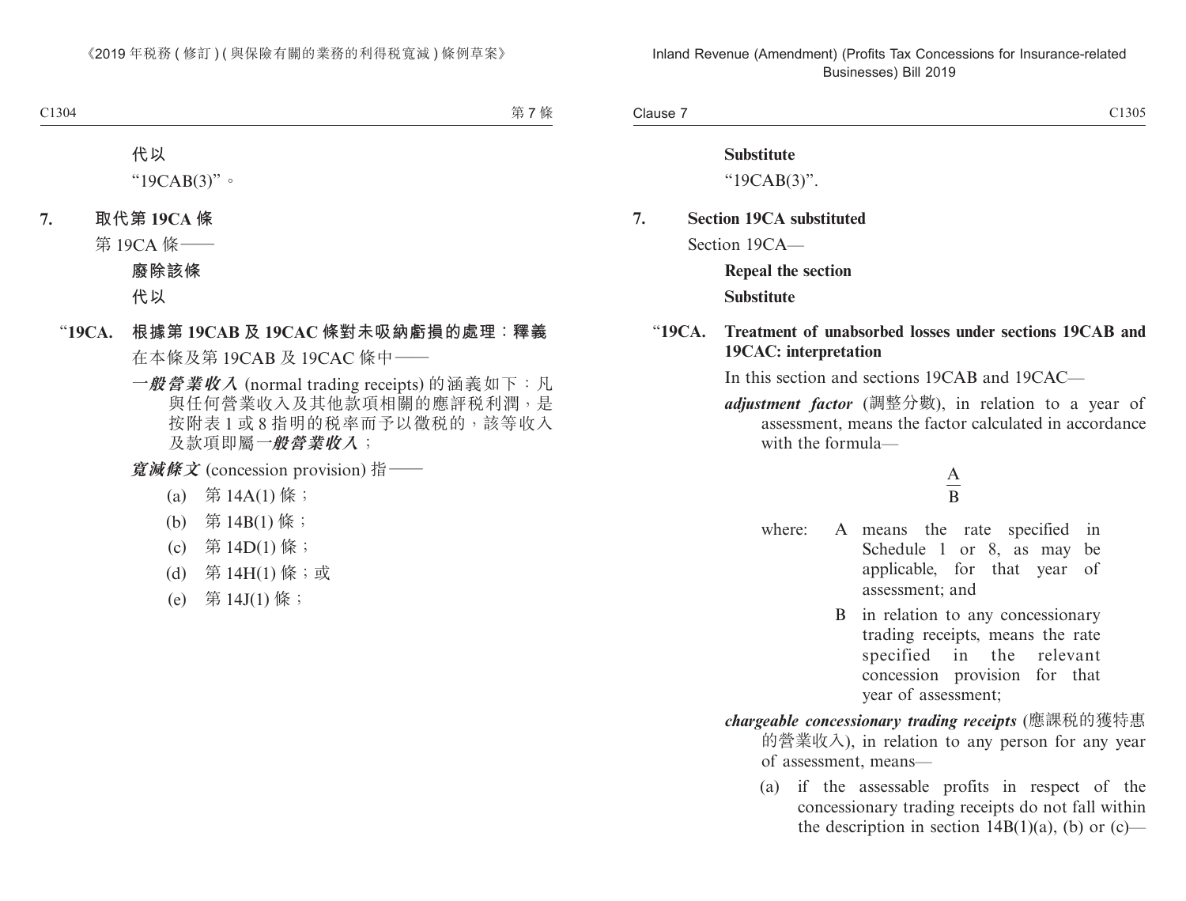**代以**

“19CAB(3)”。

**7. 取代第 19CA 條**

第 19CA 條——

**廢除該條**

**代以**

“**19CA. 根據第 19CAB 及 19CAC 條對未吸納虧損的處理：釋義**

在本條及第 19CAB 及 19CAC 條中——

***一般營業收入*** (normal trading receipts) 的涵義如下：凡與任何營業收入及其他款項相關的應評稅利潤，是按附表 1 或 8 指明的稅率而予以徵稅的，該等收入及款項即屬***一般營業收入***；

***寬減條文*** (concession provision) 指——

(a) 第 14A(1) 條；

(b) 第 14B(1) 條；

(c) 第 14D(1) 條；

(d) 第 14H(1) 條；或

(e) 第 14J(1) 條；

**Substitute**

“19CAB(3)”.

**7. Section 19CA substituted**

Section 19CA—

**Repeal the section**

**Substitute**

“**19CA. Treatment of unabsorbed losses under sections 19CAB and 19CAC: interpretation**

In this section and sections 19CAB and 19CAC—

***adjustment factor*** (調整分數), in relation to a year of assessment, means the factor calculated in accordance with the formula—

$$\frac{A}{B}$$

where: A means the rate specified in Schedule 1 or 8, as may be applicable, for that year of assessment; and

B in relation to any concessionary trading receipts, means the rate specified in the relevant concession provision for that year of assessment;

***chargeable concessionary trading receipts*** (應課稅的獲特惠的營業收入), in relation to any person for any year of assessment, means—

(a) if the assessable profits in respect of the concessionary trading receipts do not fall within the description in section 14B(1)(a), (b) or (c)—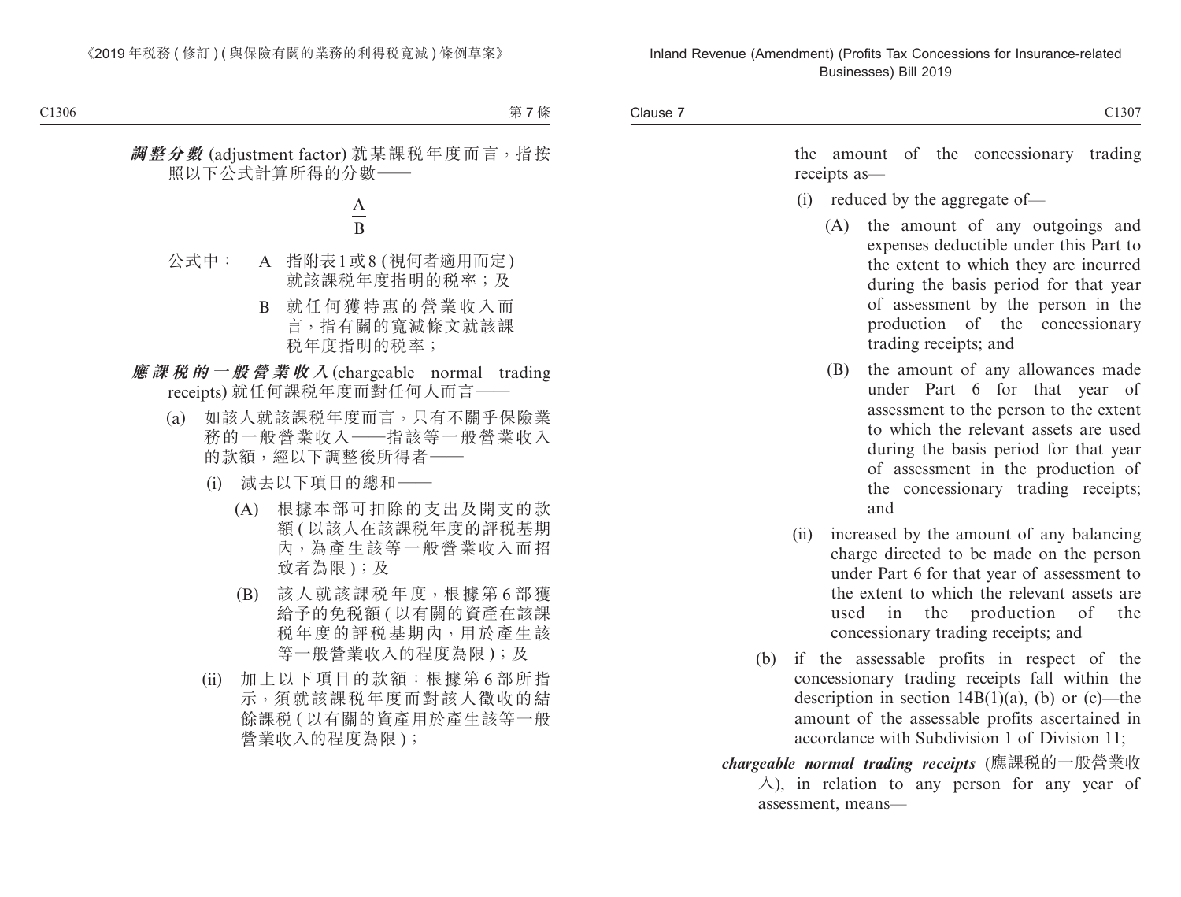***調整分數*** (adjustment factor) 就某課税年度而言，指按照以下公式計算所得的分數——

$$\frac{A}{B}$$

公式中： A 指附表1或8 (視何者適用而定) 就該課税年度指明的税率；及

B 就任何獲特惠的營業收入而言，指有關的寬減條文就該課税年度指明的税率；

***應課税的一般營業收入*** (chargeable normal trading receipts) 就任何課税年度而對任何人而言——

(a) 如該人就該課税年度而言，只有不關乎保險業務的一般營業收入——指該等一般營業收入的款額，經以下調整後所得者——

(i) 減去以下項目的總和——

(A) 根據本部可扣除的支出及開支的款額 (以該人在該課税年度的評税基期內，為產生該等一般營業收入而招致者為限)；及

(B) 該人就該課税年度，根據第6部獲給予的免税額 (以有關的資產在該課税年度的評税基期內，用於產生該等一般營業收入的程度為限)；及

(ii) 加上以下項目的款額：根據第6部所指示，須就該課税年度而對該人徵收的結餘課税 (以有關的資產用於產生該等一般營業收入的程度為限)；

the amount of the concessionary trading receipts as—

(i) reduced by the aggregate of—

(A) the amount of any outgoings and expenses deductible under this Part to the extent to which they are incurred during the basis period for that year of assessment by the person in the production of the concessionary trading receipts; and

(B) the amount of any allowances made under Part 6 for that year of assessment to the person to the extent to which the relevant assets are used during the basis period for that year of assessment in the production of the concessionary trading receipts; and

(ii) increased by the amount of any balancing charge directed to be made on the person under Part 6 for that year of assessment to the extent to which the relevant assets are used in the production of the concessionary trading receipts; and

(b) if the assessable profits in respect of the concessionary trading receipts fall within the description in section 14B(1)(a), (b) or (c)—the amount of the assessable profits ascertained in accordance with Subdivision 1 of Division 11;

***chargeable normal trading receipts*** (應課税的一般營業收入), in relation to any person for any year of assessment, means—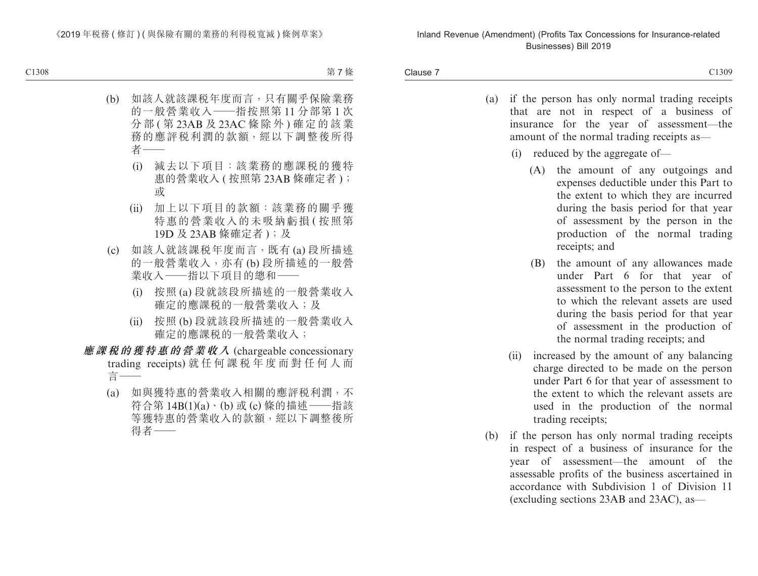(b) 如該人就該課稅年度而言，只有關乎保險業務的一般營業收入——指按照第 11 分部第 1 次分部 (第 23AB 及 23AC 條除外) 確定的該業務的應評稅利潤的款額，經以下調整後所得者——

  (i) 減去以下項目：該業務的應課稅的獲特惠的營業收入 (按照第 23AB 條確定者)；或

  (ii) 加上以下項目的款額：該業務的關乎獲特惠的營業收入的未吸納虧損 (按照第 19D 及 23AB 條確定者)；及

(c) 如該人就該課稅年度而言，既有 (a) 段所描述的一般營業收入，亦有 (b) 段所描述的一般營業收入——指以下項目的總和——

  (i) 按照 (a) 段就該段所描述的一般營業收入確定的應課稅的一般營業收入；及

  (ii) 按照 (b) 段就該段所描述的一般營業收入確定的應課稅的一般營業收入；

***應課稅的獲特惠的營業收入*** (chargeable concessionary trading receipts) 就任何課稅年度而對任何人而言——

(a) 如與獲特惠的營業收入相關的應評稅利潤，不符合第 14B(1)(a)、(b) 或 (c) 條的描述——指該等獲特惠的營業收入的款額，經以下調整後所得者——

---

(a) if the person has only normal trading receipts that are not in respect of a business of insurance for the year of assessment—the amount of the normal trading receipts as—

  (i) reduced by the aggregate of—

    (A) the amount of any outgoings and expenses deductible under this Part to the extent to which they are incurred during the basis period for that year of assessment by the person in the production of the normal trading receipts; and

    (B) the amount of any allowances made under Part 6 for that year of assessment to the person to the extent to which the relevant assets are used during the basis period for that year of assessment in the production of the normal trading receipts; and

  (ii) increased by the amount of any balancing charge directed to be made on the person under Part 6 for that year of assessment to the extent to which the relevant assets are used in the production of the normal trading receipts;

(b) if the person has only normal trading receipts in respect of a business of insurance for the year of assessment—the amount of the assessable profits of the business ascertained in accordance with Subdivision 1 of Division 11 (excluding sections 23AB and 23AC), as—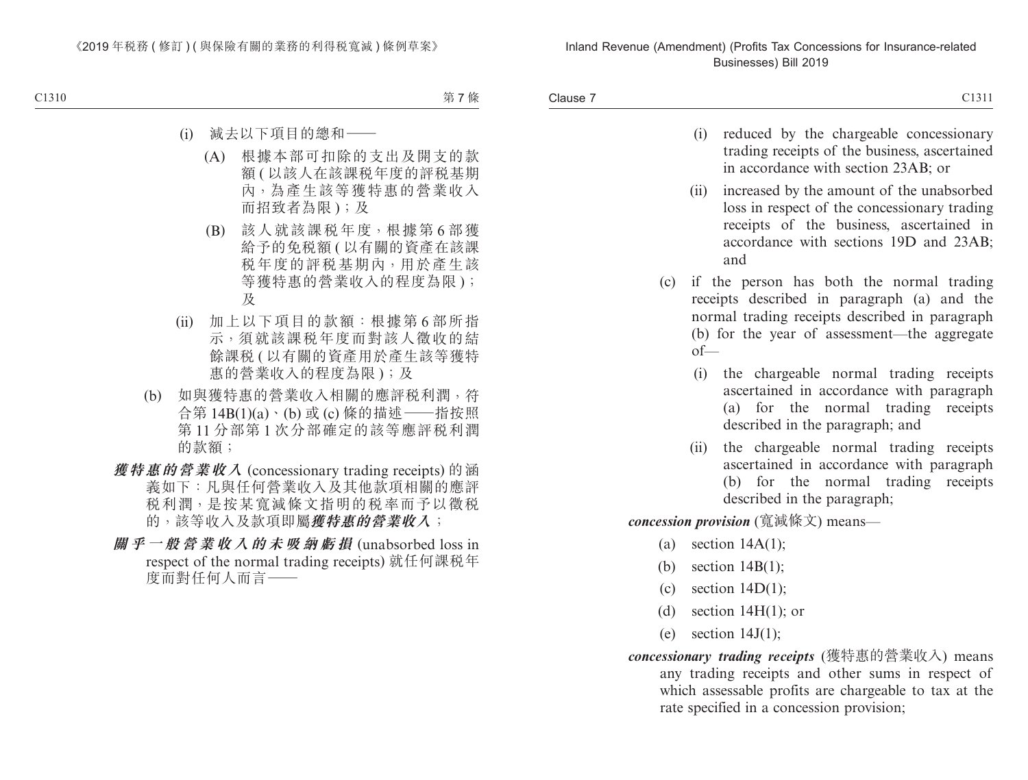(i) 減去以下項目的總和——

(A) 根據本部可扣除的支出及開支的款額 ( 以該人在該課税年度的評税基期內，為產生該等獲特惠的營業收入而招致者為限 )；及

(B) 該人就該課税年度，根據第 6 部獲給予的免税額 ( 以有關的資產在該課税年度的評税基期內，用於產生該等獲特惠的營業收入的程度為限 )；及

(ii) 加上以下項目的款額：根據第 6 部所指示，須就該課税年度而對該人徵收的結餘課税 ( 以有關的資產用於產生該等獲特惠的營業收入的程度為限 )；及

(b) 如與獲特惠的營業收入相關的應評税利潤，符合第 14B(1)(a)、(b) 或 (c) 條的描述——指按照第 11 分部第 1 次分部確定的該等應評税利潤的款額；

***獲特惠的營業收入*** (concessionary trading receipts) 的涵義如下：凡與任何營業收入及其他款項相關的應評税利潤，是按某寬減條文指明的税率而予以徵税的，該等收入及款項即屬***獲特惠的營業收入***；

***關乎一般營業收入的未吸納虧損*** (unabsorbed loss in respect of the normal trading receipts) 就任何課税年度而對任何人而言——

(i) reduced by the chargeable concessionary trading receipts of the business, ascertained in accordance with section 23AB; or

(ii) increased by the amount of the unabsorbed loss in respect of the concessionary trading receipts of the business, ascertained in accordance with sections 19D and 23AB; and

(c) if the person has both the normal trading receipts described in paragraph (a) and the normal trading receipts described in paragraph (b) for the year of assessment—the aggregate of—

(i) the chargeable normal trading receipts ascertained in accordance with paragraph (a) for the normal trading receipts described in the paragraph; and

(ii) the chargeable normal trading receipts ascertained in accordance with paragraph (b) for the normal trading receipts described in the paragraph;

***concession provision*** (寬減條文) means—

(a) section 14A(1);

(b) section 14B(1);

(c) section 14D(1);

(d) section 14H(1); or

(e) section 14J(1);

***concessionary trading receipts*** (獲特惠的營業收入) means any trading receipts and other sums in respect of which assessable profits are chargeable to tax at the rate specified in a concession provision;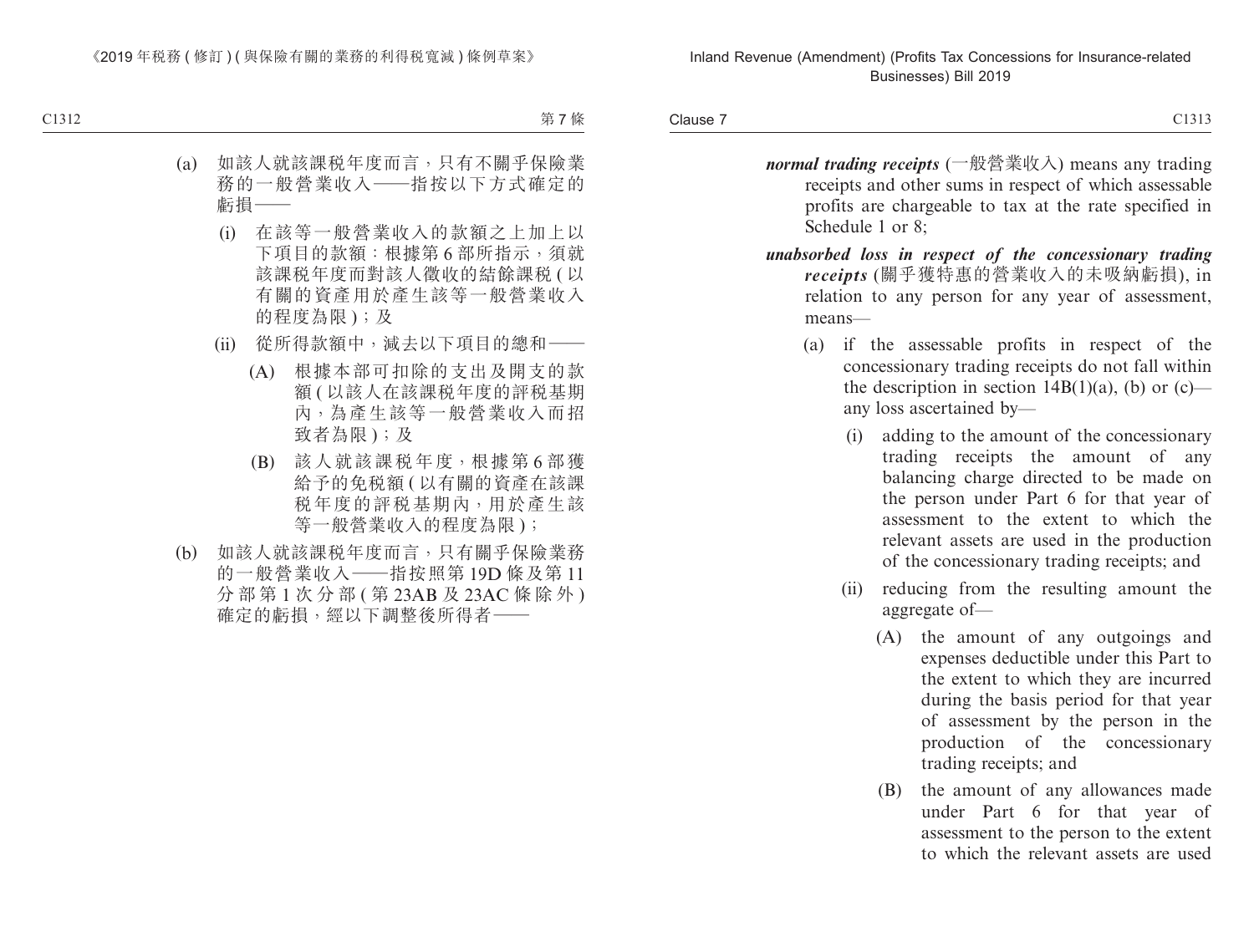(a) 如該人就該課税年度而言，只有不關乎保險業務的一般營業收入——指按以下方式確定的虧損——

(i) 在該等一般營業收入的款額之上加上以下項目的款額：根據第 6 部所指示，須就該課税年度而對該人徵收的結餘課税 (以有關的資產用於產生該等一般營業收入的程度為限)；及

(ii) 從所得款額中，減去以下項目的總和——

(A) 根據本部可扣除的支出及開支的款額 (以該人在該課税年度的評税基期內，為產生該等一般營業收入而招致者為限)；及

(B) 該人就該課税年度，根據第 6 部獲給予的免税額 (以有關的資產在該課税年度的評税基期內，用於產生該等一般營業收入的程度為限)；

(b) 如該人就該課税年度而言，只有關乎保險業務的一般營業收入——指按照第 19D 條及第 11 分部第 1 次分部 (第 23AB 及 23AC 條除外) 確定的虧損，經以下調整後所得者——

***normal trading receipts*** (一般營業收入) means any trading receipts and other sums in respect of which assessable profits are chargeable to tax at the rate specified in Schedule 1 or 8;

***unabsorbed loss in respect of the concessionary trading receipts*** (關乎獲特惠的營業收入的未吸納虧損), in relation to any person for any year of assessment, means—

(a) if the assessable profits in respect of the concessionary trading receipts do not fall within the description in section 14B(1)(a), (b) or (c)—any loss ascertained by—

(i) adding to the amount of the concessionary trading receipts the amount of any balancing charge directed to be made on the person under Part 6 for that year of assessment to the extent to which the relevant assets are used in the production of the concessionary trading receipts; and

(ii) reducing from the resulting amount the aggregate of—

(A) the amount of any outgoings and expenses deductible under this Part to the extent to which they are incurred during the basis period for that year of assessment by the person in the production of the concessionary trading receipts; and

(B) the amount of any allowances made under Part 6 for that year of assessment to the person to the extent to which the relevant assets are used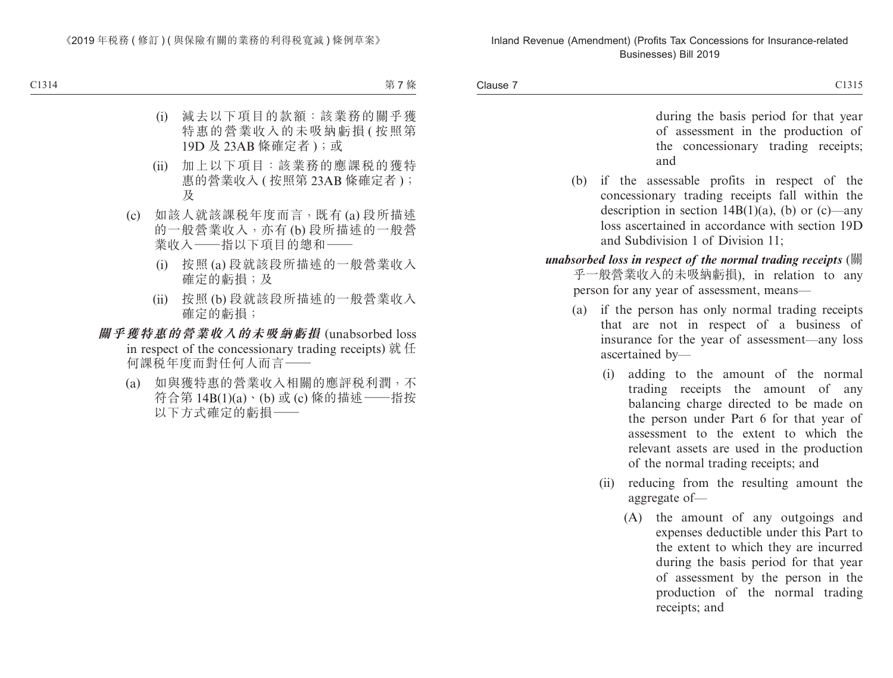(i) 減去以下項目的款額：該業務的關乎獲特惠的營業收入的未吸納虧損 ( 按照第 19D 及 23AB 條確定者 )；或

(ii) 加上以下項目：該業務的應課稅的獲特惠的營業收入 ( 按照第 23AB 條確定者 )；及

(c) 如該人就該課稅年度而言，既有 (a) 段所描述的一般營業收入，亦有 (b) 段所描述的一般營業收入——指以下項目的總和——

(i) 按照 (a) 段就該段所描述的一般營業收入確定的虧損；及

(ii) 按照 (b) 段就該段所描述的一般營業收入確定的虧損；

***關乎獲特惠的營業收入的未吸納虧損*** (unabsorbed loss in respect of the concessionary trading receipts) 就任何課稅年度而對任何人而言——

(a) 如與獲特惠的營業收入相關的應評稅利潤，不符合第 14B(1)(a)、(b) 或 (c) 條的描述——指按以下方式確定的虧損——

during the basis period for that year of assessment in the production of the concessionary trading receipts; and

(b) if the assessable profits in respect of the concessionary trading receipts fall within the description in section 14B(1)(a), (b) or (c)—any loss ascertained in accordance with section 19D and Subdivision 1 of Division 11;

***unabsorbed loss in respect of the normal trading receipts*** (關乎一般營業收入的未吸納虧損), in relation to any person for any year of assessment, means—

(a) if the person has only normal trading receipts that are not in respect of a business of insurance for the year of assessment—any loss ascertained by—

(i) adding to the amount of the normal trading receipts the amount of any balancing charge directed to be made on the person under Part 6 for that year of assessment to the extent to which the relevant assets are used in the production of the normal trading receipts; and

(ii) reducing from the resulting amount the aggregate of—

(A) the amount of any outgoings and expenses deductible under this Part to the extent to which they are incurred during the basis period for that year of assessment by the person in the production of the normal trading receipts; and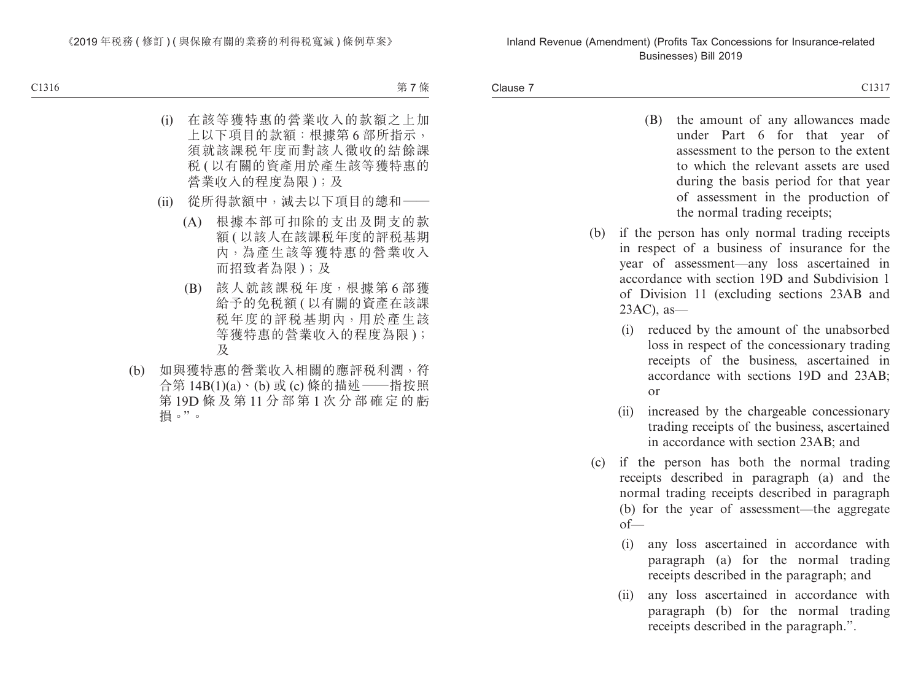(i) 在該等獲特惠的營業收入的款額之上加上以下項目的款額：根據第 6 部所指示，須就該課稅年度而對該人徵收的結餘課稅 ( 以有關的資產用於產生該等獲特惠的營業收入的程度為限 )；及

(ii) 從所得款額中，減去以下項目的總和——

(A) 根據本部可扣除的支出及開支的款額 ( 以該人在該課稅年度的評稅基期內，為產生該等獲特惠的營業收入而招致者為限 )；及

(B) 該人就該課稅年度，根據第 6 部獲給予的免稅額 ( 以有關的資產在該課稅年度的評稅基期內，用於產生該等獲特惠的營業收入的程度為限 )；及

(b) 如與獲特惠的營業收入相關的應評稅利潤，符合第 14B(1)(a)、(b) 或 (c) 條的描述——指按照第 19D 條及第 11 分部第 1 次分部確定的虧損。”。

(B) the amount of any allowances made under Part 6 for that year of assessment to the person to the extent to which the relevant assets are used during the basis period for that year of assessment in the production of the normal trading receipts;

(b) if the person has only normal trading receipts in respect of a business of insurance for the year of assessment—any loss ascertained in accordance with section 19D and Subdivision 1 of Division 11 (excluding sections 23AB and 23AC), as—

(i) reduced by the amount of the unabsorbed loss in respect of the concessionary trading receipts of the business, ascertained in accordance with sections 19D and 23AB; or

(ii) increased by the chargeable concessionary trading receipts of the business, ascertained in accordance with section 23AB; and

(c) if the person has both the normal trading receipts described in paragraph (a) and the normal trading receipts described in paragraph (b) for the year of assessment—the aggregate of—

(i) any loss ascertained in accordance with paragraph (a) for the normal trading receipts described in the paragraph; and

(ii) any loss ascertained in accordance with paragraph (b) for the normal trading receipts described in the paragraph.”.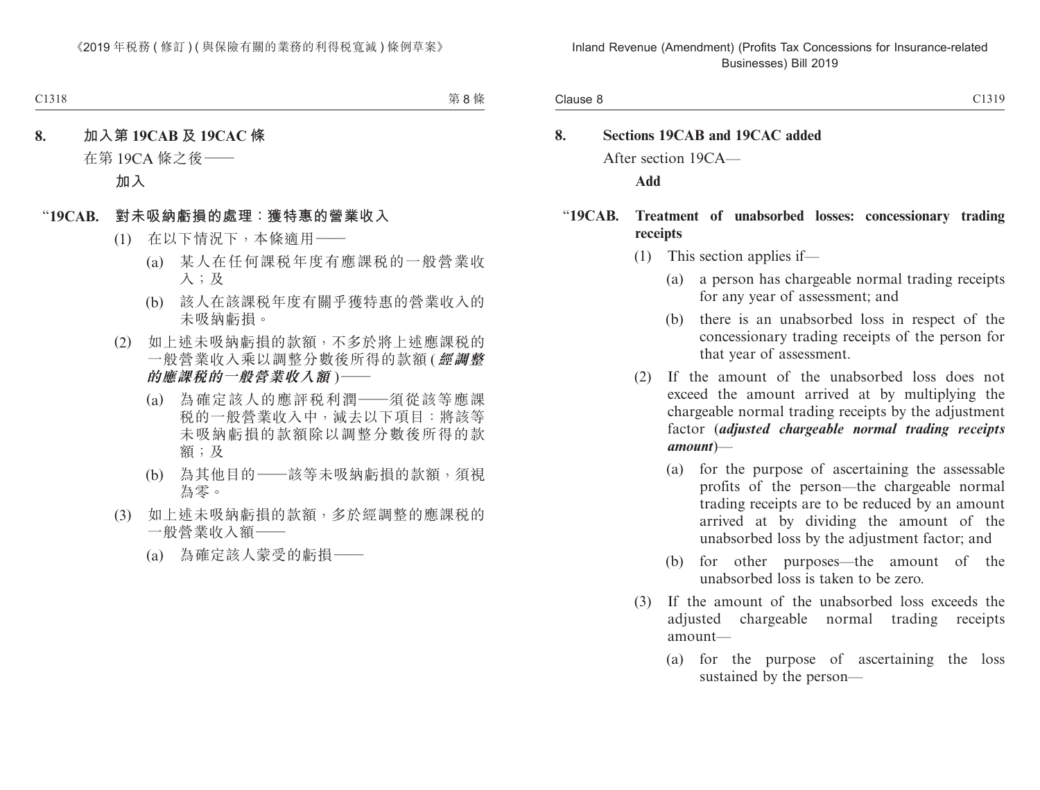**8. 加入第 19CAB 及 19CAC 條**

在第 19CA 條之後——

**加入**

**“19CAB. 對未吸納虧損的處理：獲特惠的營業收入**

(1) 在以下情況下，本條適用——

(a) 某人在任何課税年度有應課税的一般營業收入；及

(b) 該人在該課税年度有關乎獲特惠的營業收入的未吸納虧損。

(2) 如上述未吸納虧損的款額，不多於將上述應課税的一般營業收入乘以調整分數後所得的款額 (***經調整的應課税的一般營業收入額***)——

(a) 為確定該人的應評税利潤——須從該等應課税的一般營業收入中，減去以下項目：將該等未吸納虧損的款額除以調整分數後所得的款額；及

(b) 為其他目的——該等未吸納虧損的款額，須視為零。

(3) 如上述未吸納虧損的款額，多於經調整的應課税的一般營業收入額——

(a) 為確定該人蒙受的虧損——

**8. Sections 19CAB and 19CAC added**

After section 19CA—

**Add**

**“19CAB. Treatment of unabsorbed losses: concessionary trading receipts**

(1) This section applies if—

(a) a person has chargeable normal trading receipts for any year of assessment; and

(b) there is an unabsorbed loss in respect of the concessionary trading receipts of the person for that year of assessment.

(2) If the amount of the unabsorbed loss does not exceed the amount arrived at by multiplying the chargeable normal trading receipts by the adjustment factor (***adjusted chargeable normal trading receipts amount***)—

(a) for the purpose of ascertaining the assessable profits of the person—the chargeable normal trading receipts are to be reduced by an amount arrived at by dividing the amount of the unabsorbed loss by the adjustment factor; and

(b) for other purposes—the amount of the unabsorbed loss is taken to be zero.

(3) If the amount of the unabsorbed loss exceeds the adjusted chargeable normal trading receipts amount—

(a) for the purpose of ascertaining the loss sustained by the person—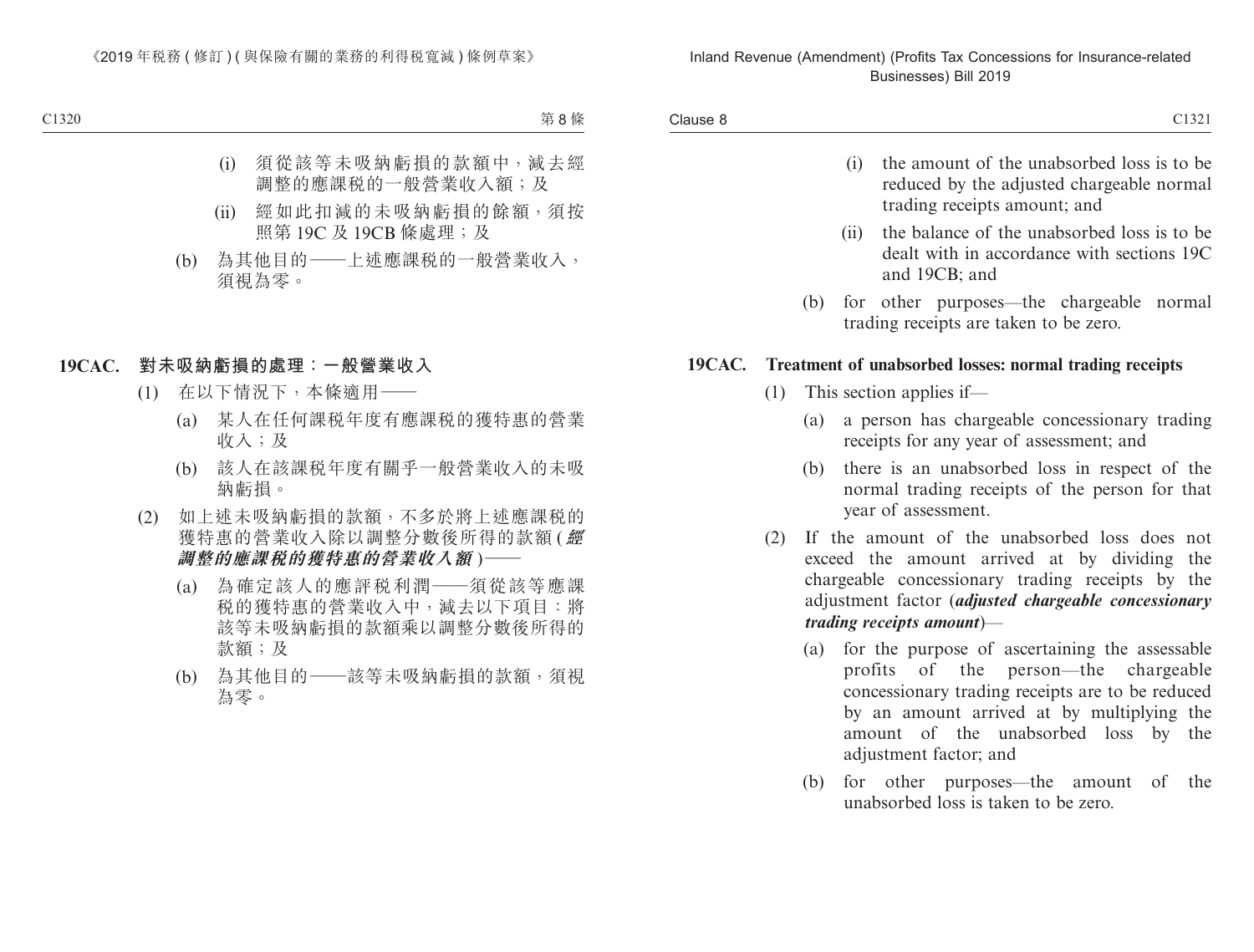(i) 須從該等未吸納虧損的款額中，減去經調整的應課稅的一般營業收入額；及

(ii) 經如此扣減的未吸納虧損的餘額，須按照第 19C 及 19CB 條處理；及

(b) 為其他目的——上述應課稅的一般營業收入，須視為零。

**19CAC. 對未吸納虧損的處理：一般營業收入**

(1) 在以下情況下，本條適用——

(a) 某人在任何課稅年度有應課稅的獲特惠的營業收入；及

(b) 該人在該課稅年度有關乎一般營業收入的未吸納虧損。

(2) 如上述未吸納虧損的款額，不多於將上述應課稅的獲特惠的營業收入除以調整分數後所得的款額 (***經調整的應課稅的獲特惠的營業收入額***)——

(a) 為確定該人的應評稅利潤——須從該等應課稅的獲特惠的營業收入中，減去以下項目：將該等未吸納虧損的款額乘以調整分數後所得的款額；及

(b) 為其他目的——該等未吸納虧損的款額，須視為零。

(i) the amount of the unabsorbed loss is to be reduced by the adjusted chargeable normal trading receipts amount; and

(ii) the balance of the unabsorbed loss is to be dealt with in accordance with sections 19C and 19CB; and

(b) for other purposes—the chargeable normal trading receipts are taken to be zero.

**19CAC. Treatment of unabsorbed losses: normal trading receipts**

(1) This section applies if—

(a) a person has chargeable concessionary trading receipts for any year of assessment; and

(b) there is an unabsorbed loss in respect of the normal trading receipts of the person for that year of assessment.

(2) If the amount of the unabsorbed loss does not exceed the amount arrived at by dividing the chargeable concessionary trading receipts by the adjustment factor (***adjusted chargeable concessionary trading receipts amount***)—

(a) for the purpose of ascertaining the assessable profits of the person—the chargeable concessionary trading receipts are to be reduced by an amount arrived at by multiplying the amount of the unabsorbed loss by the adjustment factor; and

(b) for other purposes—the amount of the unabsorbed loss is taken to be zero.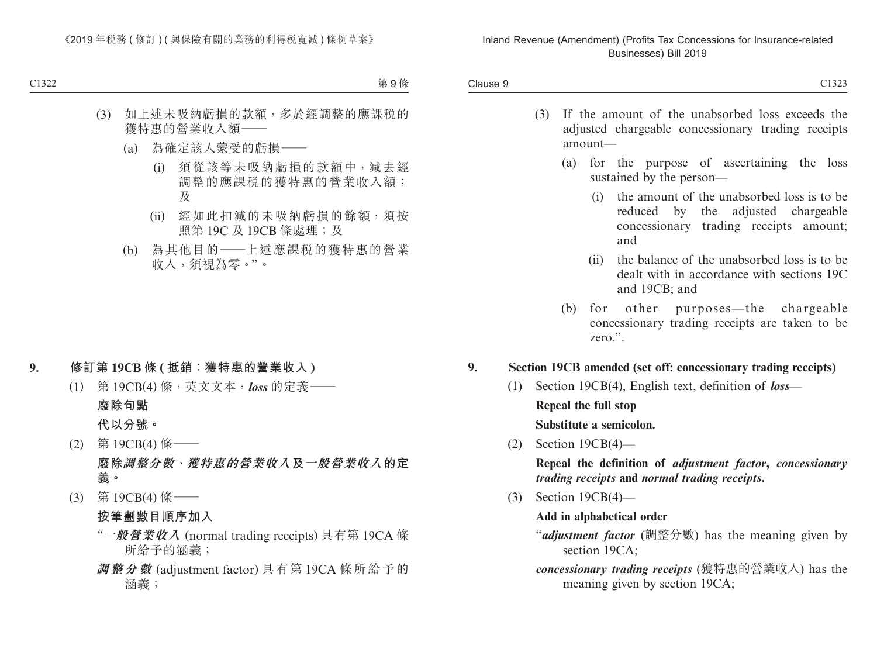(3) 如上述未吸納虧損的款額，多於經調整的應課稅的獲特惠的營業收入額——

(a) 為確定該人蒙受的虧損——

(i) 須從該等未吸納虧損的款額中，減去經調整的應課稅的獲特惠的營業收入額；及

(ii) 經如此扣減的未吸納虧損的餘額，須按照第 19C 及 19CB 條處理；及

(b) 為其他目的——上述應課稅的獲特惠的營業收入，須視為零。”。

## 9. 修訂第 19CB 條 (抵銷：獲特惠的營業收入)

(1) 第 19CB(4) 條，英文文本，***loss*** 的定義——

**廢除句點**

**代以分號。**

(2) 第 19CB(4) 條——

**廢除*調整分數*、*獲特惠的營業收入*及*一般營業收入*的定義。**

(3) 第 19CB(4) 條——

**按筆劃數目順序加入**

“***一般營業收入*** (normal trading receipts) 具有第 19CA 條所給予的涵義；

***調整分數*** (adjustment factor) 具有第 19CA 條所給予的涵義；

---

(3) If the amount of the unabsorbed loss exceeds the adjusted chargeable concessionary trading receipts amount—

(a) for the purpose of ascertaining the loss sustained by the person—

(i) the amount of the unabsorbed loss is to be reduced by the adjusted chargeable concessionary trading receipts amount; and

(ii) the balance of the unabsorbed loss is to be dealt with in accordance with sections 19C and 19CB; and

(b) for other purposes—the chargeable concessionary trading receipts are taken to be zero.”.

## 9. Section 19CB amended (set off: concessionary trading receipts)

(1) Section 19CB(4), English text, definition of ***loss***—

**Repeal the full stop**

**Substitute a semicolon.**

(2) Section 19CB(4)—

**Repeal the definition of *adjustment factor*, *concessionary trading receipts* and *normal trading receipts*.**

(3) Section 19CB(4)—

**Add in alphabetical order**

“***adjustment factor*** (調整分數) has the meaning given by section 19CA;

***concessionary trading receipts*** (獲特惠的營業收入) has the meaning given by section 19CA;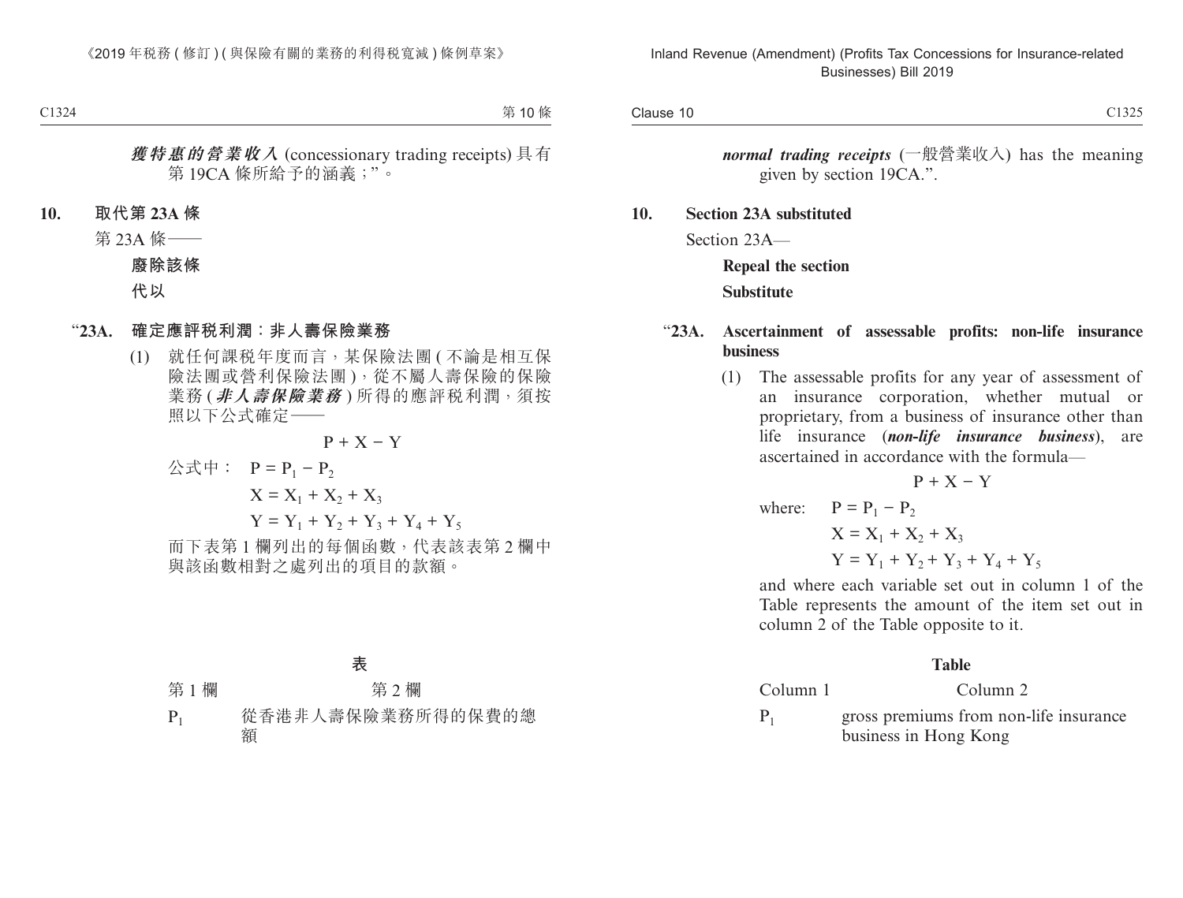***獲特惠的營業收入*** (concessionary trading receipts) 具有第 19CA 條所給予的涵義；”。

**10. 取代第 23A 條**

第 23A 條——

**廢除該條**

**代以**

**“23A. 確定應評稅利潤：非人壽保險業務**

(1) 就任何課稅年度而言，某保險法團 (不論是相互保險法團或營利保險法團)，從不屬人壽保險的保險業務 (***非人壽保險業務***) 所得的應評稅利潤，須按照以下公式確定——

$$P + X - Y$$

公式中： $P = P_1 - P_2$

$X = X_1 + X_2 + X_3$

$Y = Y_1 + Y_2 + Y_3 + Y_4 + Y_5$

而下表第 1 欄列出的每個函數，代表該表第 2 欄中與該函數相對之處列出的項目的款額。

**表**

| 第 1 欄 | 第 2 欄 |
|---|---|
| $P_1$ | 從香港非人壽保險業務所得的保費的總額 |

***normal trading receipts*** (一般營業收入) has the meaning given by section 19CA.”.

**10. Section 23A substituted**

Section 23A—

**Repeal the section**

**Substitute**

**“23A. Ascertainment of assessable profits: non-life insurance business**

(1) The assessable profits for any year of assessment of an insurance corporation, whether mutual or proprietary, from a business of insurance other than life insurance (***non-life insurance business***), are ascertained in accordance with the formula—

$$P + X - Y$$

where: $P = P_1 - P_2$

$X = X_1 + X_2 + X_3$

$Y = Y_1 + Y_2 + Y_3 + Y_4 + Y_5$

and where each variable set out in column 1 of the Table represents the amount of the item set out in column 2 of the Table opposite to it.

**Table**

| Column 1 | Column 2 |
|---|---|
| $P_1$ | gross premiums from non-life insurance business in Hong Kong |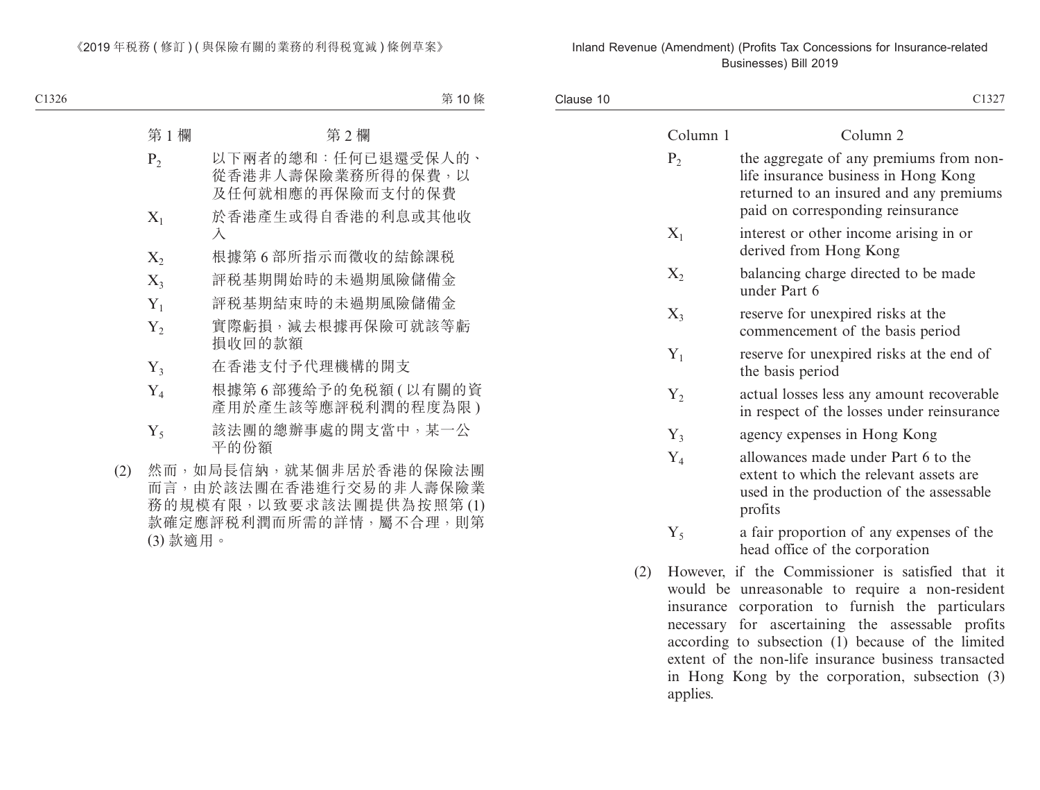| 第 1 欄 | 第 2 欄 |
|---|---|
| $P_2$ | 以下兩者的總和：任何已退還受保人的、從香港非人壽保險業務所得的保費，以及任何就相應的再保險而支付的保費 |
| $X_1$ | 於香港產生或得自香港的利息或其他收入 |
| $X_2$ | 根據第 6 部所指示而徵收的結餘課稅 |
| $X_3$ | 評稅基期開始時的未過期風險儲備金 |
| $Y_1$ | 評稅基期結束時的未過期風險儲備金 |
| $Y_2$ | 實際虧損，減去根據再保險可就該等虧損收回的款額 |
| $Y_3$ | 在香港支付予代理機構的開支 |
| $Y_4$ | 根據第 6 部獲給予的免稅額 (以有關的資產用於產生該等應評稅利潤的程度為限) |
| $Y_5$ | 該法團的總辦事處的開支當中，某一公平的份額 |

(2) 然而，如局長信納，就某個非居於香港的保險法團而言，由於該法團在香港進行交易的非人壽保險業務的規模有限，以致要求該法團提供為按照第 (1) 款確定應評稅利潤而所需的詳情，屬不合理，則第 (3) 款適用。

| Column 1 | Column 2 |
|---|---|
| $P_2$ | the aggregate of any premiums from non-life insurance business in Hong Kong returned to an insured and any premiums paid on corresponding reinsurance |
| $X_1$ | interest or other income arising in or derived from Hong Kong |
| $X_2$ | balancing charge directed to be made under Part 6 |
| $X_3$ | reserve for unexpired risks at the commencement of the basis period |
| $Y_1$ | reserve for unexpired risks at the end of the basis period |
| $Y_2$ | actual losses less any amount recoverable in respect of the losses under reinsurance |
| $Y_3$ | agency expenses in Hong Kong |
| $Y_4$ | allowances made under Part 6 to the extent to which the relevant assets are used in the production of the assessable profits |
| $Y_5$ | a fair proportion of any expenses of the head office of the corporation |

(2) However, if the Commissioner is satisfied that it would be unreasonable to require a non-resident insurance corporation to furnish the particulars necessary for ascertaining the assessable profits according to subsection (1) because of the limited extent of the non-life insurance business transacted in Hong Kong by the corporation, subsection (3) applies.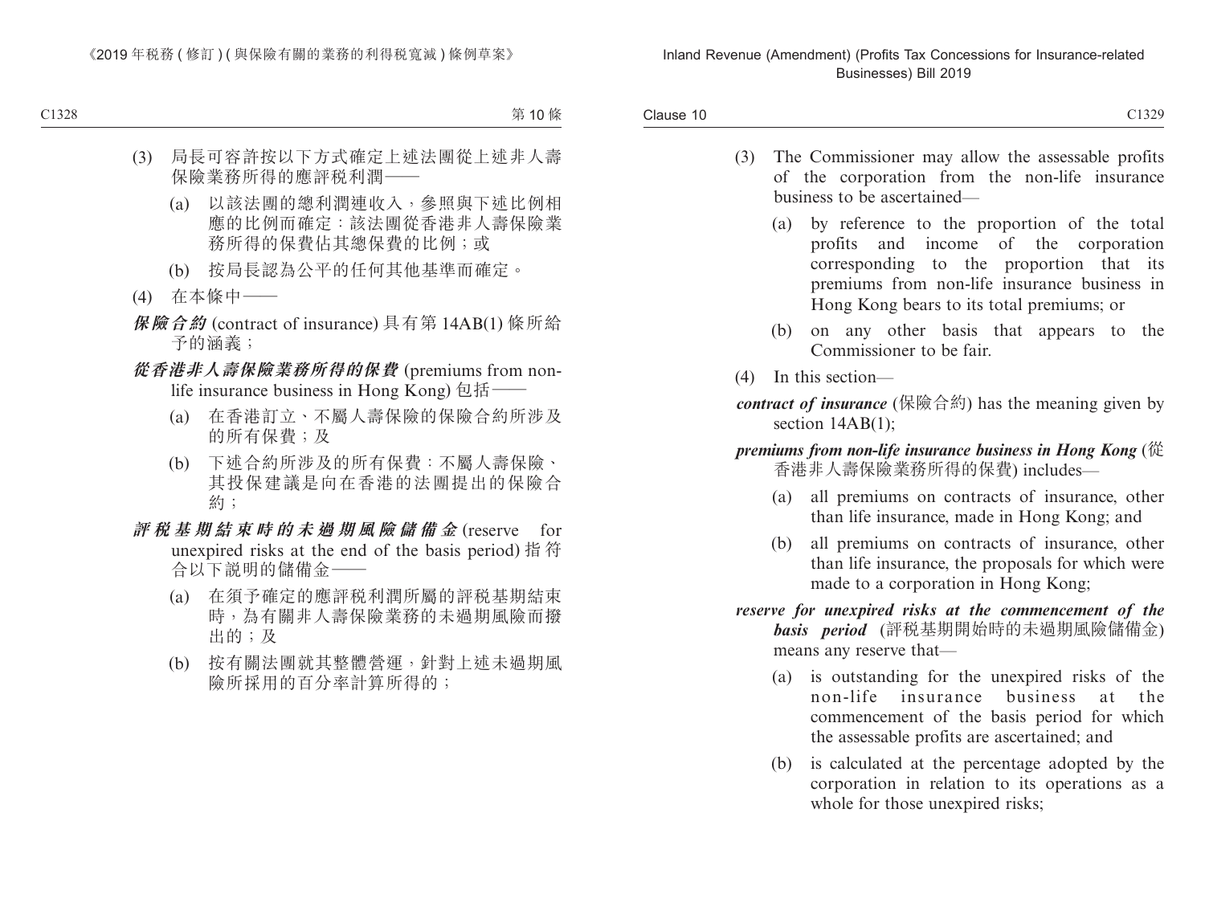(3) 局長可容許按以下方式確定上述法團從上述非人壽保險業務所得的應評稅利潤——

(a) 以該法團的總利潤連收入，參照與下述比例相應的比例而確定：該法團從香港非人壽保險業務所得的保費佔其總保費的比例；或

(b) 按局長認為公平的任何其他基準而確定。

(4) 在本條中——

***保險合約*** (contract of insurance) 具有第 14AB(1) 條所給予的涵義；

***從香港非人壽保險業務所得的保費*** (premiums from non-life insurance business in Hong Kong) 包括——

(a) 在香港訂立、不屬人壽保險的保險合約所涉及的所有保費；及

(b) 下述合約所涉及的所有保費：不屬人壽保險、其投保建議是向在香港的法團提出的保險合約；

***評稅基期結束時的未過期風險儲備金*** (reserve for unexpired risks at the end of the basis period) 指符合以下說明的儲備金——

(a) 在須予確定的應評稅利潤所屬的評稅基期結束時，為有關非人壽保險業務的未過期風險而撥出的；及

(b) 按有關法團就其整體營運，針對上述未過期風險所採用的百分率計算所得的；

(3) The Commissioner may allow the assessable profits of the corporation from the non-life insurance business to be ascertained—

(a) by reference to the proportion of the total profits and income of the corporation corresponding to the proportion that its premiums from non-life insurance business in Hong Kong bears to its total premiums; or

(b) on any other basis that appears to the Commissioner to be fair.

(4) In this section—

***contract of insurance*** (保險合約) has the meaning given by section 14AB(1);

***premiums from non-life insurance business in Hong Kong*** (從香港非人壽保險業務所得的保費) includes—

(a) all premiums on contracts of insurance, other than life insurance, made in Hong Kong; and

(b) all premiums on contracts of insurance, other than life insurance, the proposals for which were made to a corporation in Hong Kong;

***reserve for unexpired risks at the commencement of the basis period*** (評稅基期開始時的未過期風險儲備金) means any reserve that—

(a) is outstanding for the unexpired risks of the non-life insurance business at the commencement of the basis period for which the assessable profits are ascertained; and

(b) is calculated at the percentage adopted by the corporation in relation to its operations as a whole for those unexpired risks;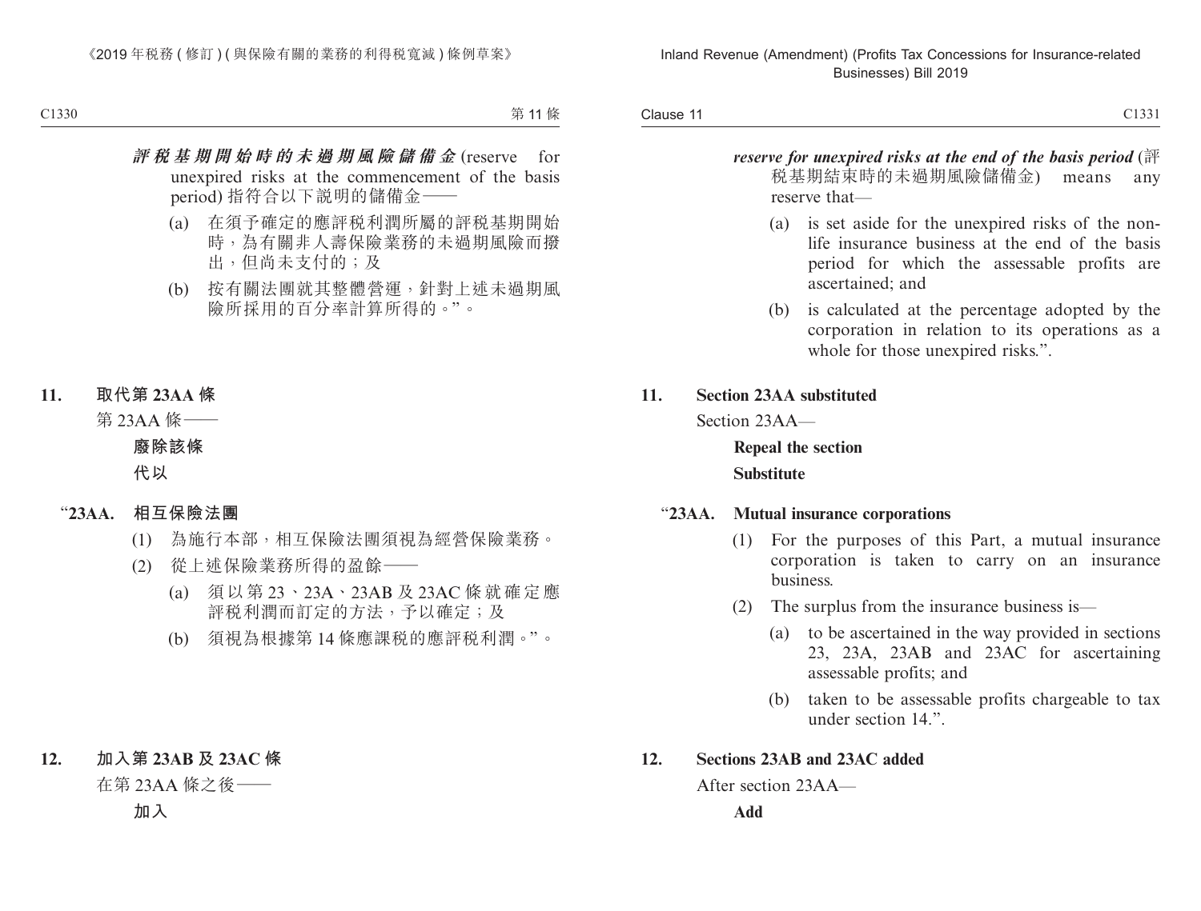***評稅基期開始時的未過期風險儲備金*** (reserve for unexpired risks at the commencement of the basis period) 指符合以下說明的儲備金——

(a) 在須予確定的應評稅利潤所屬的評稅基期開始時，為有關非人壽保險業務的未過期風險而撥出，但尚未支付的；及

(b) 按有關法團就其整體營運，針對上述未過期風險所採用的百分率計算所得的。”。

## 11. 取代第 23AA 條

第 23AA 條——

**廢除該條**

**代以**

“**23AA. 相互保險法團**

(1) 為施行本部，相互保險法團須視為經營保險業務。

(2) 從上述保險業務所得的盈餘——

(a) 須以第 23、23A、23AB 及 23AC 條就確定應評稅利潤而訂定的方法，予以確定；及

(b) 須視為根據第 14 條應課稅的應評稅利潤。”。

## 12. 加入第 23AB 及 23AC 條

在第 23AA 條之後——

**加入**

***reserve for unexpired risks at the end of the basis period*** (評稅基期結束時的未過期風險儲備金) means any reserve that—

(a) is set aside for the unexpired risks of the non-life insurance business at the end of the basis period for which the assessable profits are ascertained; and

(b) is calculated at the percentage adopted by the corporation in relation to its operations as a whole for those unexpired risks.”.

## 11. Section 23AA substituted

Section 23AA—

**Repeal the section**

**Substitute**

“**23AA. Mutual insurance corporations**

(1) For the purposes of this Part, a mutual insurance corporation is taken to carry on an insurance business.

(2) The surplus from the insurance business is—

(a) to be ascertained in the way provided in sections 23, 23A, 23AB and 23AC for ascertaining assessable profits; and

(b) taken to be assessable profits chargeable to tax under section 14.”.

## 12. Sections 23AB and 23AC added

After section 23AA—

**Add**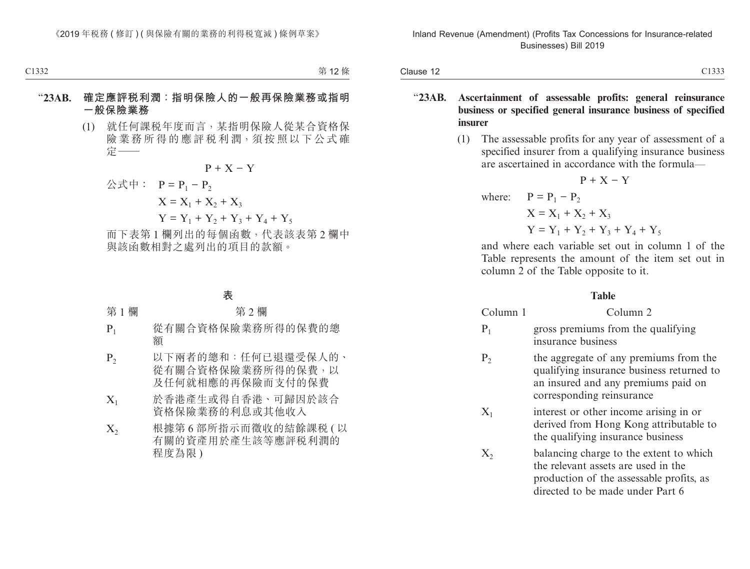"**23AB. 確定應評稅利潤：指明保險人的一般再保險業務或指明一般保險業務**

(1) 就任何課稅年度而言，某指明保險人從某合資格保險業務所得的應評稅利潤，須按照以下公式確定——

$$P + X - Y$$

公式中： $P = P_1 - P_2$

$X = X_1 + X_2 + X_3$

$Y = Y_1 + Y_2 + Y_3 + Y_4 + Y_5$

而下表第 1 欄列出的每個函數，代表該表第 2 欄中與該函數相對之處列出的項目的款額。

**表**

| 第 1 欄 | 第 2 欄 |
|---|---|
| $P_1$ | 從有關合資格保險業務所得的保費的總額 |
| $P_2$ | 以下兩者的總和：任何已退還受保人的、從有關合資格保險業務所得的保費，以及任何就相應的再保險而支付的保費 |
| $X_1$ | 於香港產生或得自香港、可歸因於該合資格保險業務的利息或其他收入 |
| $X_2$ | 根據第 6 部所指示而徵收的結餘課稅 (以有關的資產用於產生該等應評稅利潤的程度為限) |

"**23AB. Ascertainment of assessable profits: general reinsurance business or specified general insurance business of specified insurer**

(1) The assessable profits for any year of assessment of a specified insurer from a qualifying insurance business are ascertained in accordance with the formula—

$$P + X - Y$$

where: $P = P_1 - P_2$

$X = X_1 + X_2 + X_3$

$Y = Y_1 + Y_2 + Y_3 + Y_4 + Y_5$

and where each variable set out in column 1 of the Table represents the amount of the item set out in column 2 of the Table opposite to it.

**Table**

| Column 1 | Column 2 |
|---|---|
| $P_1$ | gross premiums from the qualifying insurance business |
| $P_2$ | the aggregate of any premiums from the qualifying insurance business returned to an insured and any premiums paid on corresponding reinsurance |
| $X_1$ | interest or other income arising in or derived from Hong Kong attributable to the qualifying insurance business |
| $X_2$ | balancing charge to the extent to which the relevant assets are used in the production of the assessable profits, as directed to be made under Part 6 |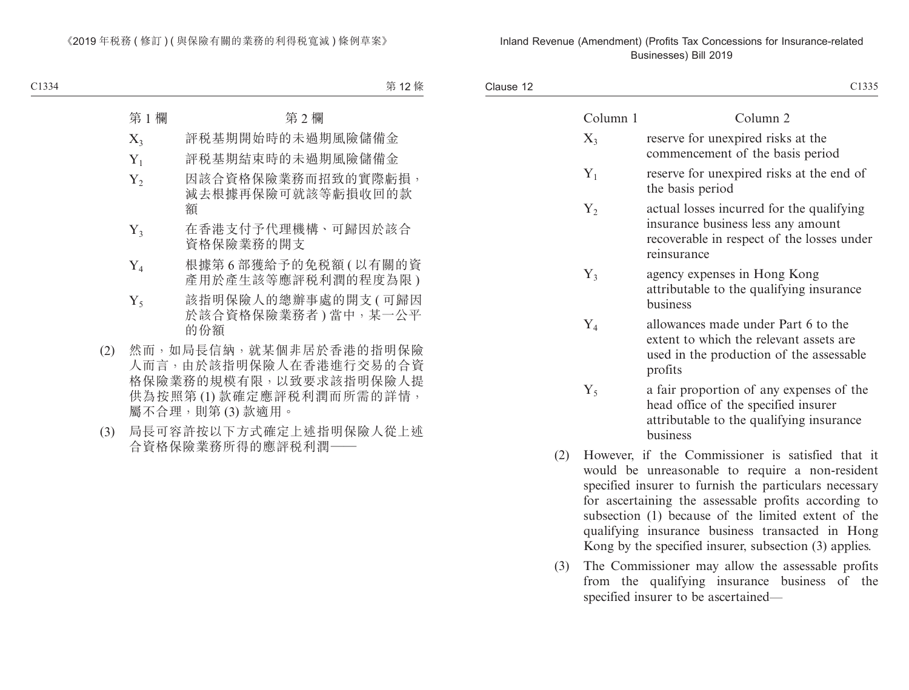| 第 1 欄 | 第 2 欄 |
|---|---|
| $X_3$ | 評稅基期開始時的未過期風險儲備金 |
| $Y_1$ | 評稅基期結束時的未過期風險儲備金 |
| $Y_2$ | 因該合資格保險業務而招致的實際虧損，減去根據再保險可就該等虧損收回的款額 |
| $Y_3$ | 在香港支付予代理機構、可歸因於該合資格保險業務的開支 |
| $Y_4$ | 根據第 6 部獲給予的免稅額 ( 以有關的資產用於產生該等應評稅利潤的程度為限 ) |
| $Y_5$ | 該指明保險人的總辦事處的開支 ( 可歸因於該合資格保險業務者 ) 當中，某一公平的份額 |

(2) 然而，如局長信納，就某個非居於香港的指明保險人而言，由於該指明保險人在香港進行交易的合資格保險業務的規模有限，以致要求該指明保險人提供為按照第 (1) 款確定應評稅利潤而所需的詳情，屬不合理，則第 (3) 款適用。

(3) 局長可容許按以下方式確定上述指明保險人從上述合資格保險業務所得的應評稅利潤——

| Column 1 | Column 2 |
|---|---|
| $X_3$ | reserve for unexpired risks at the commencement of the basis period |
| $Y_1$ | reserve for unexpired risks at the end of the basis period |
| $Y_2$ | actual losses incurred for the qualifying insurance business less any amount recoverable in respect of the losses under reinsurance |
| $Y_3$ | agency expenses in Hong Kong attributable to the qualifying insurance business |
| $Y_4$ | allowances made under Part 6 to the extent to which the relevant assets are used in the production of the assessable profits |
| $Y_5$ | a fair proportion of any expenses of the head office of the specified insurer attributable to the qualifying insurance business |

(2) However, if the Commissioner is satisfied that it would be unreasonable to require a non-resident specified insurer to furnish the particulars necessary for ascertaining the assessable profits according to subsection (1) because of the limited extent of the qualifying insurance business transacted in Hong Kong by the specified insurer, subsection (3) applies.

(3) The Commissioner may allow the assessable profits from the qualifying insurance business of the specified insurer to be ascertained—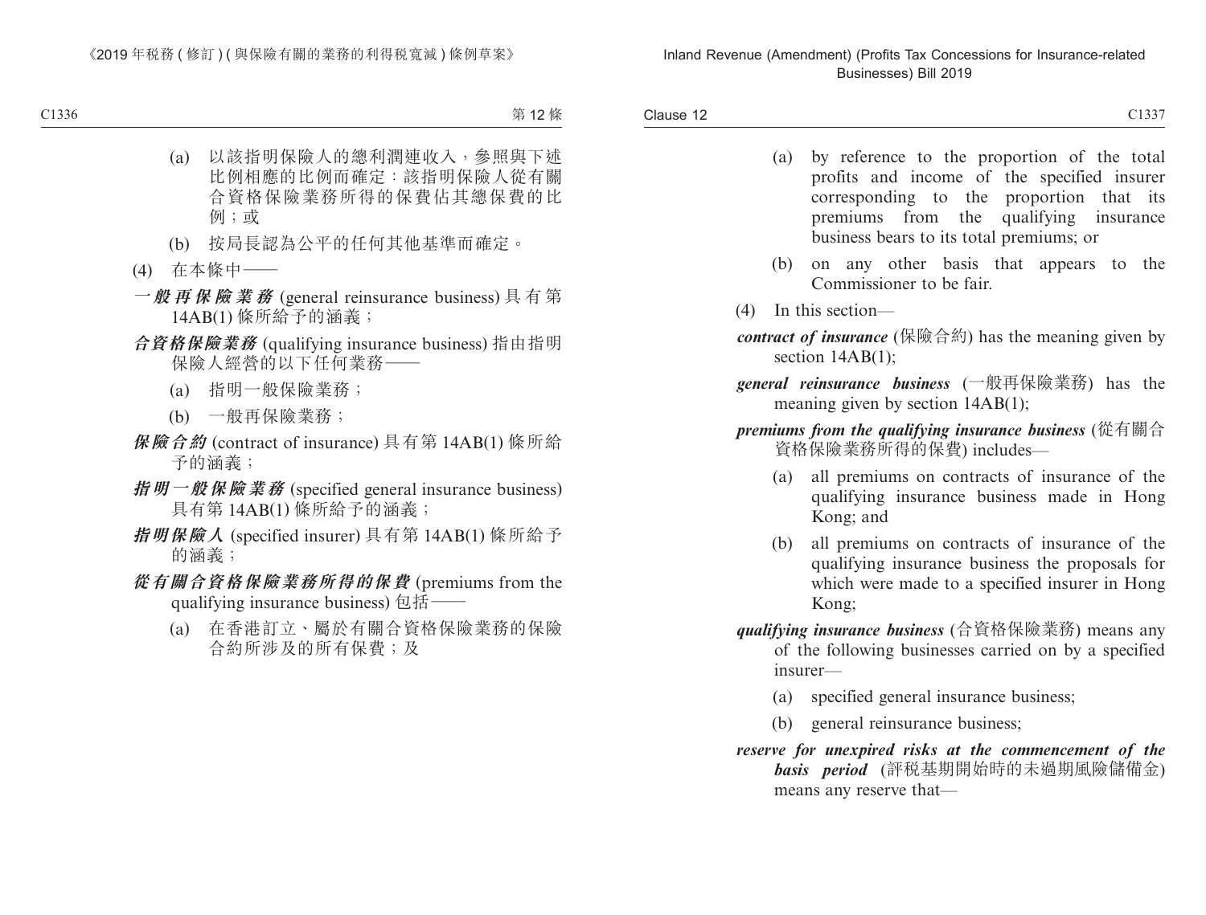(a) 以該指明保險人的總利潤連收入，參照與下述比例相應的比例而確定：該指明保險人從有關合資格保險業務所得的保費佔其總保費的比例；或

(b) 按局長認為公平的任何其他基準而確定。

(4) 在本條中——

***一般再保險業務*** (general reinsurance business) 具有第 14AB(1) 條所給予的涵義；

***合資格保險業務*** (qualifying insurance business) 指由指明保險人經營的以下任何業務——

(a) 指明一般保險業務；

(b) 一般再保險業務；

***保險合約*** (contract of insurance) 具有第 14AB(1) 條所給予的涵義；

***指明一般保險業務*** (specified general insurance business) 具有第 14AB(1) 條所給予的涵義；

***指明保險人*** (specified insurer) 具有第 14AB(1) 條所給予的涵義；

***從有關合資格保險業務所得的保費*** (premiums from the qualifying insurance business) 包括——

(a) 在香港訂立、屬於有關合資格保險業務的保險合約所涉及的所有保費；及

(a) by reference to the proportion of the total profits and income of the specified insurer corresponding to the proportion that its premiums from the qualifying insurance business bears to its total premiums; or

(b) on any other basis that appears to the Commissioner to be fair.

(4) In this section—

***contract of insurance*** (保險合約) has the meaning given by section 14AB(1);

***general reinsurance business*** (一般再保險業務) has the meaning given by section 14AB(1);

***premiums from the qualifying insurance business*** (從有關合資格保險業務所得的保費) includes—

(a) all premiums on contracts of insurance of the qualifying insurance business made in Hong Kong; and

(b) all premiums on contracts of insurance of the qualifying insurance business the proposals for which were made to a specified insurer in Hong Kong;

***qualifying insurance business*** (合資格保險業務) means any of the following businesses carried on by a specified insurer—

(a) specified general insurance business;

(b) general reinsurance business;

***reserve for unexpired risks at the commencement of the basis period*** (評稅基期開始時的未過期風險儲備金) means any reserve that—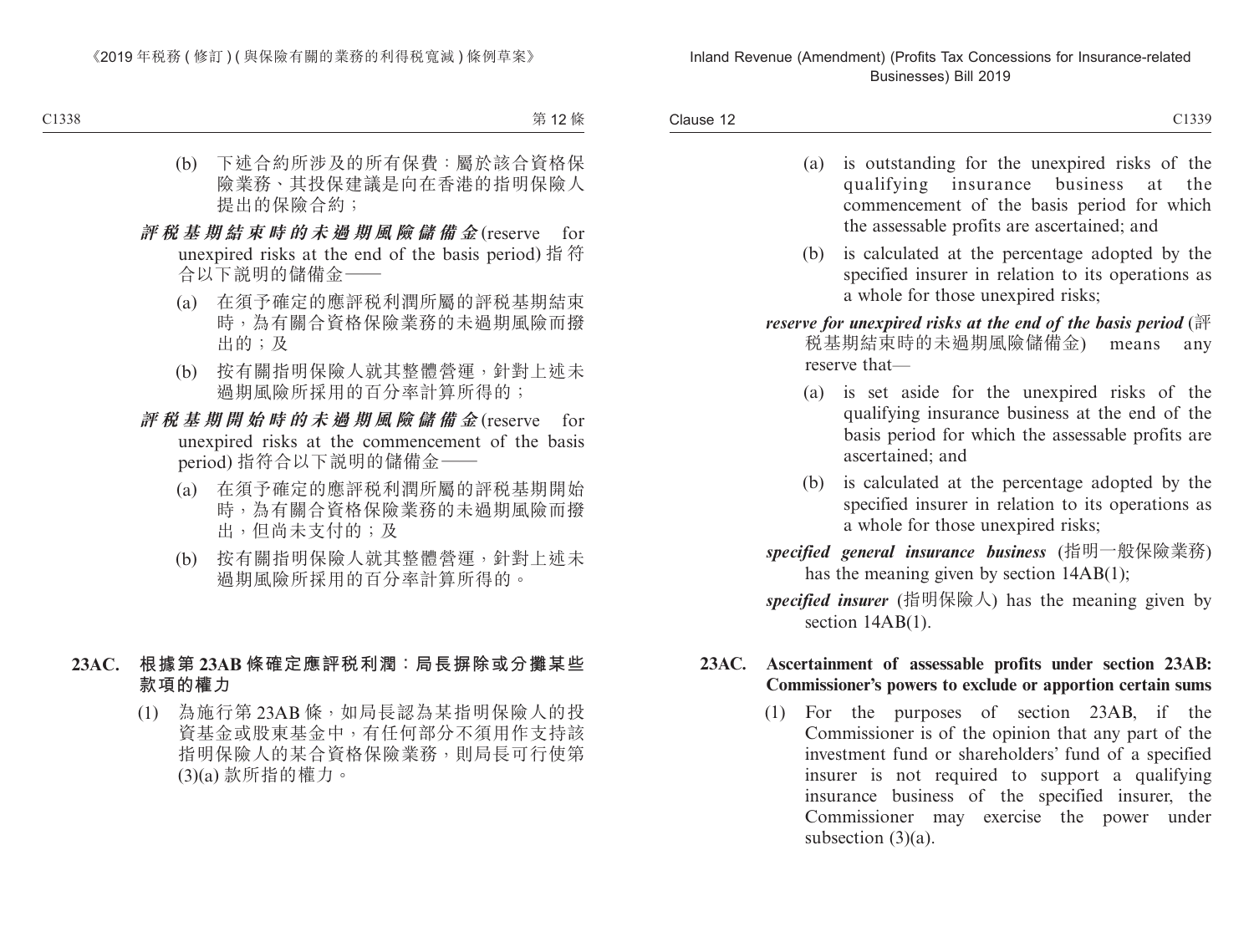(b) 下述合約所涉及的所有保費：屬於該合資格保險業務、其投保建議是向在香港的指明保險人提出的保險合約；

***評稅基期結束時的未過期風險儲備金***(reserve for unexpired risks at the end of the basis period) 指符合以下說明的儲備金——

(a) 在須予確定的應評稅利潤所屬的評稅基期結束時，為有關合資格保險業務的未過期風險而撥出的；及

(b) 按有關指明保險人就其整體營運，針對上述未過期風險所採用的百分率計算所得的；

***評稅基期開始時的未過期風險儲備金***(reserve for unexpired risks at the commencement of the basis period) 指符合以下說明的儲備金——

(a) 在須予確定的應評稅利潤所屬的評稅基期開始時，為有關合資格保險業務的未過期風險而撥出，但尚未支付的；及

(b) 按有關指明保險人就其整體營運，針對上述未過期風險所採用的百分率計算所得的。

**23AC. 根據第 23AB 條確定應評稅利潤：局長摒除或分攤某些款項的權力**

(1) 為施行第 23AB 條，如局長認為某指明保險人的投資基金或股東基金中，有任何部分不須用作支持該指明保險人的某合資格保險業務，則局長可行使第 (3)(a) 款所指的權力。

(a) is outstanding for the unexpired risks of the qualifying insurance business at the commencement of the basis period for which the assessable profits are ascertained; and

(b) is calculated at the percentage adopted by the specified insurer in relation to its operations as a whole for those unexpired risks;

***reserve for unexpired risks at the end of the basis period*** (評稅基期結束時的未過期風險儲備金) means any reserve that—

(a) is set aside for the unexpired risks of the qualifying insurance business at the end of the basis period for which the assessable profits are ascertained; and

(b) is calculated at the percentage adopted by the specified insurer in relation to its operations as a whole for those unexpired risks;

***specified general insurance business*** (指明一般保險業務) has the meaning given by section 14AB(1);

***specified insurer*** (指明保險人) has the meaning given by section 14AB(1).

**23AC. Ascertainment of assessable profits under section 23AB: Commissioner's powers to exclude or apportion certain sums**

(1) For the purposes of section 23AB, if the Commissioner is of the opinion that any part of the investment fund or shareholders' fund of a specified insurer is not required to support a qualifying insurance business of the specified insurer, the Commissioner may exercise the power under subsection (3)(a).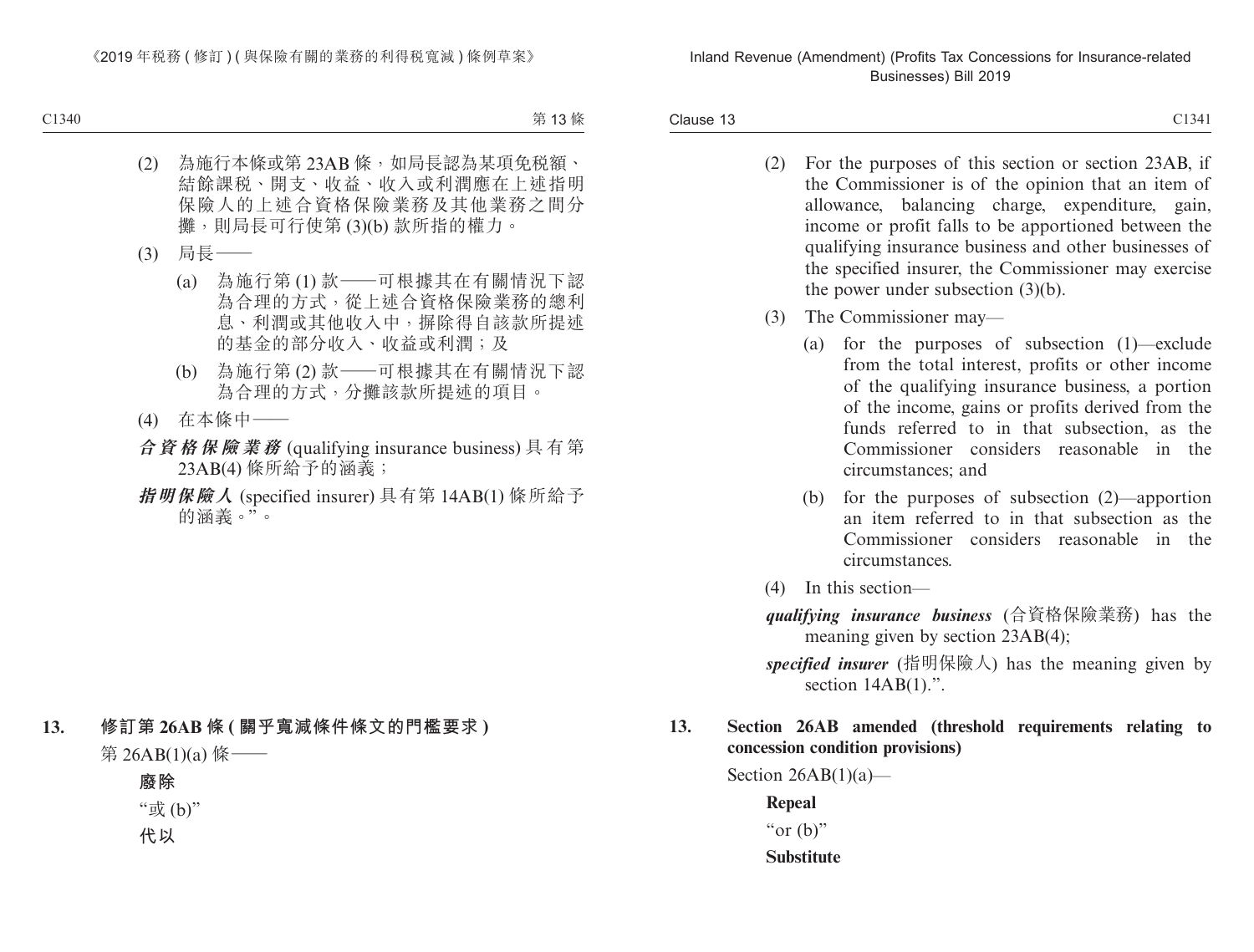(2) 為施行本條或第 23AB 條，如局長認為某項免稅額、結餘課稅、開支、收益、收入或利潤應在上述指明保險人的上述合資格保險業務及其他業務之間分攤，則局長可行使第 (3)(b) 款所指的權力。

(3) 局長——

(a) 為施行第 (1) 款——可根據其在有關情況下認為合理的方式，從上述合資格保險業務的總利息、利潤或其他收入中，摒除得自該款所提述的基金的部分收入、收益或利潤；及

(b) 為施行第 (2) 款——可根據其在有關情況下認為合理的方式，分攤該款所提述的項目。

(4) 在本條中——

***合資格保險業務*** (qualifying insurance business) 具有第 23AB(4) 條所給予的涵義；

***指明保險人*** (specified insurer) 具有第 14AB(1) 條所給予的涵義。”。

**13. 修訂第 26AB 條 (關乎寬減條件條文的門檻要求)**

第 26AB(1)(a) 條——

**廢除**

“或 (b)”

**代以**

(2) For the purposes of this section or section 23AB, if the Commissioner is of the opinion that an item of allowance, balancing charge, expenditure, gain, income or profit falls to be apportioned between the qualifying insurance business and other businesses of the specified insurer, the Commissioner may exercise the power under subsection (3)(b).

(3) The Commissioner may—

(a) for the purposes of subsection (1)—exclude from the total interest, profits or other income of the qualifying insurance business, a portion of the income, gains or profits derived from the funds referred to in that subsection, as the Commissioner considers reasonable in the circumstances; and

(b) for the purposes of subsection (2)—apportion an item referred to in that subsection as the Commissioner considers reasonable in the circumstances.

(4) In this section—

***qualifying insurance business*** (合資格保險業務) has the meaning given by section 23AB(4);

***specified insurer*** (指明保險人) has the meaning given by section 14AB(1).”.

**13. Section 26AB amended (threshold requirements relating to concession condition provisions)**

Section 26AB(1)(a)—

**Repeal**

“or (b)”

**Substitute**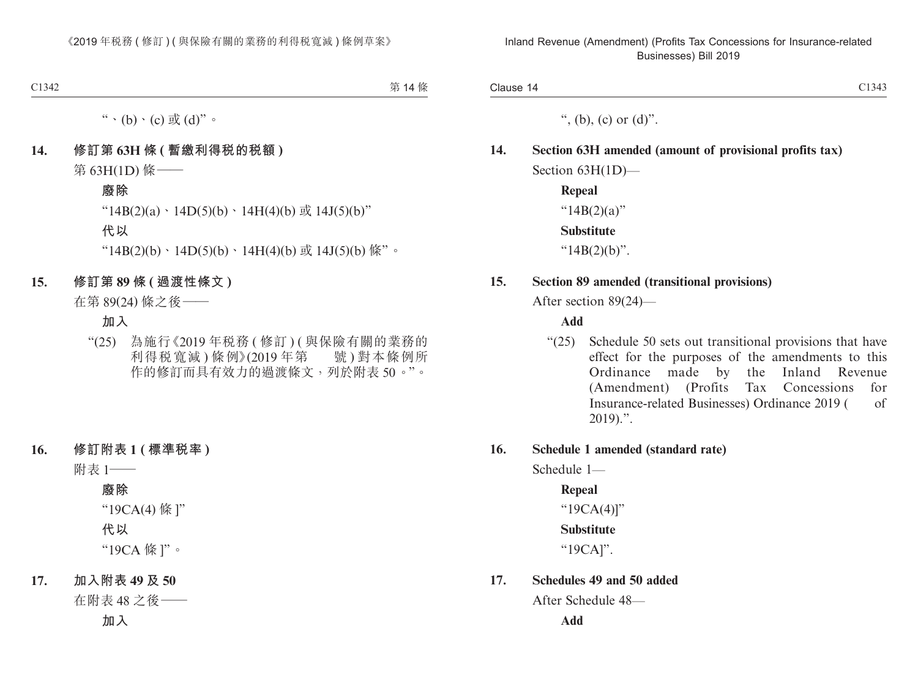“、(b)、(c) 或 (d)”。

**14. 修訂第 63H 條 (暫繳利得稅的稅額)**

第 63H(1D) 條——

**廢除**

“14B(2)(a)、14D(5)(b)、14H(4)(b) 或 14J(5)(b)”

**代以**

“14B(2)(b)、14D(5)(b)、14H(4)(b) 或 14J(5)(b) 條”。

**15. 修訂第 89 條 (過渡性條文)**

在第 89(24) 條之後——

**加入**

“(25) 為施行《2019 年稅務 (修訂) (與保險有關的業務的利得稅寬減) 條例》(2019 年第　　號) 對本條例所作的修訂而具有效力的過渡條文，列於附表 50。”。

**16. 修訂附表 1 (標準稅率)**

附表 1——

**廢除**

“19CA(4) 條 ]”

**代以**

“19CA 條 ]”。

**17. 加入附表 49 及 50**

在附表 48 之後——

**加入**

“, (b), (c) or (d)”.

**14. Section 63H amended (amount of provisional profits tax)**

Section 63H(1D)—

**Repeal**

“14B(2)(a)”

**Substitute**

“14B(2)(b)”.

**15. Section 89 amended (transitional provisions)**

After section 89(24)—

**Add**

“(25) Schedule 50 sets out transitional provisions that have effect for the purposes of the amendments to this Ordinance made by the Inland Revenue (Amendment) (Profits Tax Concessions for Insurance-related Businesses) Ordinance 2019 (　　of 2019).”.

**16. Schedule 1 amended (standard rate)**

Schedule 1—

**Repeal**

“19CA(4)]”

**Substitute**

“19CA]”.

**17. Schedules 49 and 50 added**

After Schedule 48—

**Add**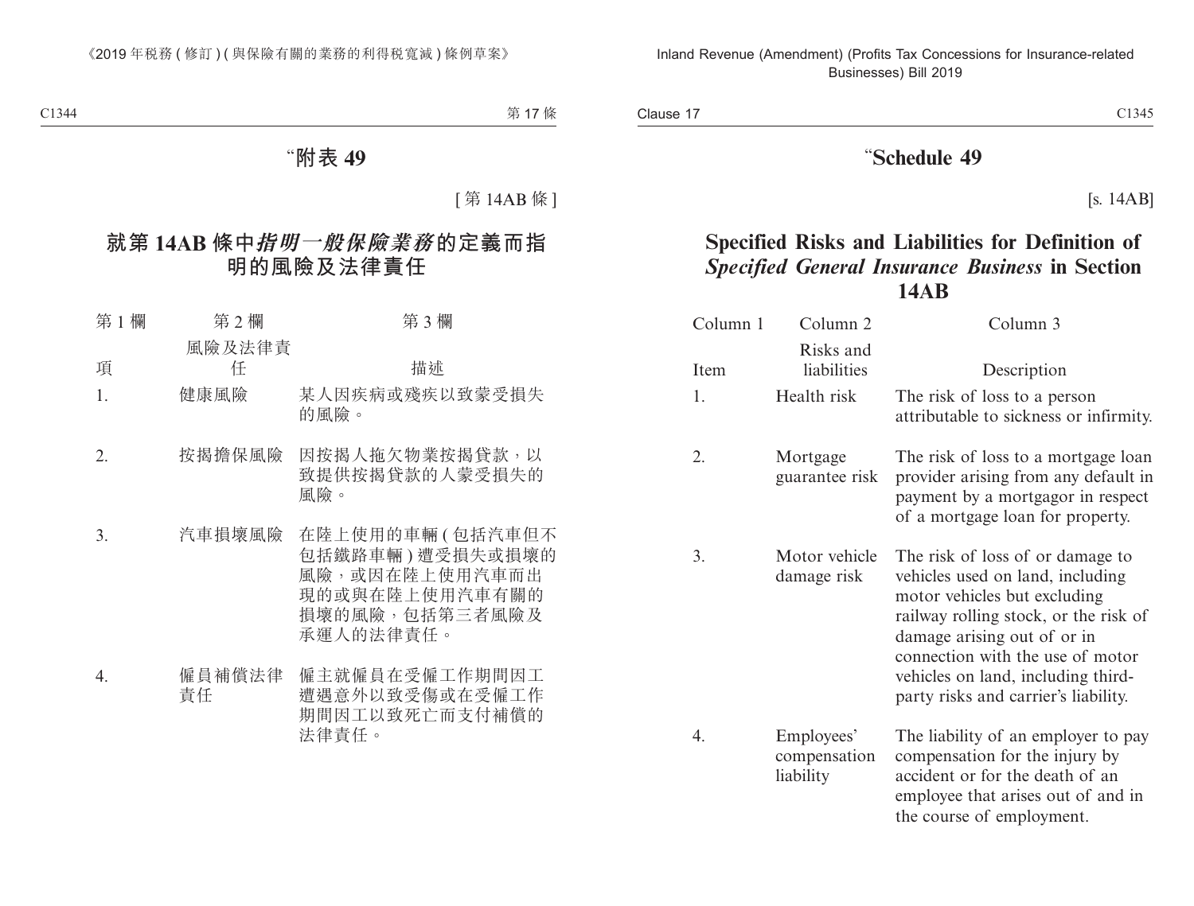# “附表 49

[ 第 14AB 條 ]

## 就第 14AB 條中*指明一般保險業務*的定義而指明的風險及法律責任

| 第 1 欄 | 第 2 欄 | 第 3 欄 |
|---|---|---|
| 項 | 風險及法律責任 | 描述 |
| 1. | 健康風險 | 某人因疾病或殘疾以致蒙受損失的風險。 |
| 2. | 按揭擔保風險 | 因按揭人拖欠物業按揭貸款，以致提供按揭貸款的人蒙受損失的風險。 |
| 3. | 汽車損壞風險 | 在陸上使用的車輛 (包括汽車但不包括鐵路車輛) 遭受損失或損壞的風險，或因在陸上使用汽車而出現的或與在陸上使用汽車有關的損壞的風險，包括第三者風險及承運人的法律責任。 |
| 4. | 僱員補償法律責任 | 僱主就僱員在受僱工作期間因工遭遇意外以致受傷或在受僱工作期間因工以致死亡而支付補償的法律責任。 |

# “Schedule 49

[s. 14AB]

## Specified Risks and Liabilities for Definition of *Specified General Insurance Business* in Section 14AB

| Column 1 | Column 2 | Column 3 |
|---|---|---|
| Item | Risks and liabilities | Description |
| 1. | Health risk | The risk of loss to a person attributable to sickness or infirmity. |
| 2. | Mortgage guarantee risk | The risk of loss to a mortgage loan provider arising from any default in payment by a mortgagor in respect of a mortgage loan for property. |
| 3. | Motor vehicle damage risk | The risk of loss of or damage to vehicles used on land, including motor vehicles but excluding railway rolling stock, or the risk of damage arising out of or in connection with the use of motor vehicles on land, including third-party risks and carrier’s liability. |
| 4. | Employees’ compensation liability | The liability of an employer to pay compensation for the injury by accident or for the death of an employee that arises out of and in the course of employment. |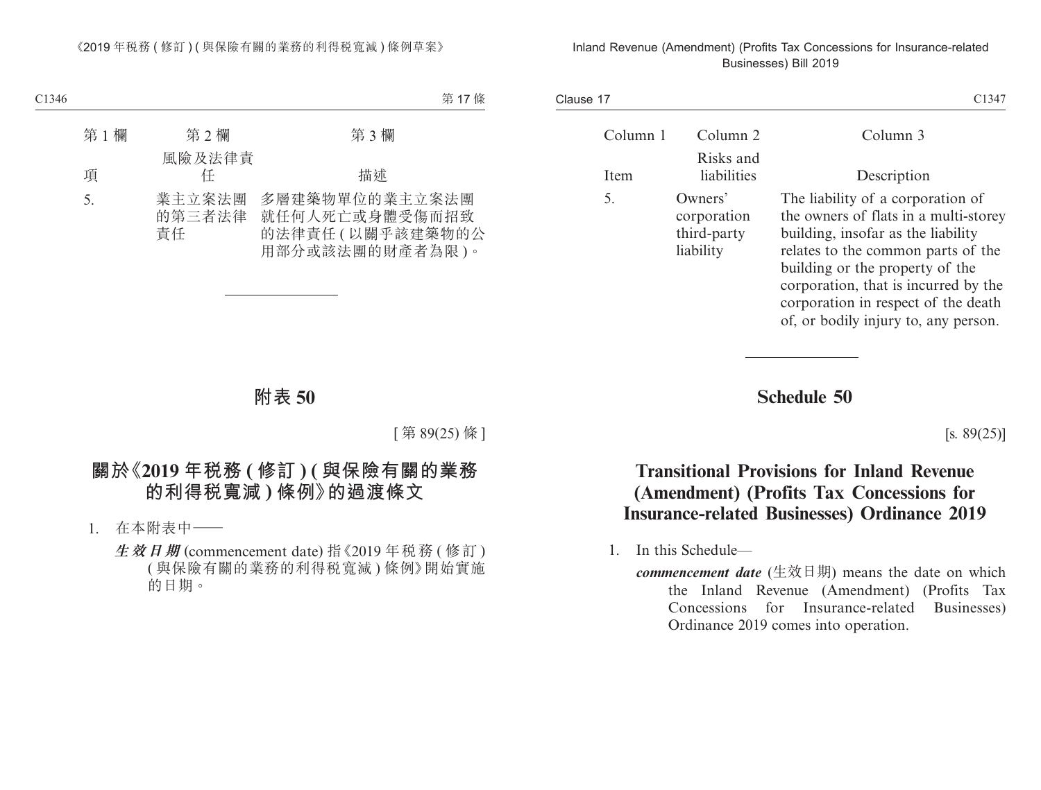| 第 1 欄 | 第 2 欄 | 第 3 欄 |
|---|---|---|
| 項 | 風險及法律責任 | 描述 |
| 5. | 業主立案法團的第三者法律責任 | 多層建築物單位的業主立案法團就任何人死亡或身體受傷而招致的法律責任 (以關乎該建築物的公用部分或該法團的財產者為限)。 |

# 附表 50

[第 89(25) 條]

## 關於《2019 年稅務 (修訂) (與保險有關的業務的利得稅寬減) 條例》的過渡條文

1. 在本附表中——

   ***生效日期*** (commencement date) 指《2019 年稅務 (修訂) (與保險有關的業務的利得稅寬減) 條例》開始實施的日期。

| Column 1 | Column 2 | Column 3 |
|---|---|---|
| Item | Risks and liabilities | Description |
| 5. | Owners' corporation third-party liability | The liability of a corporation of the owners of flats in a multi-storey building, insofar as the liability relates to the common parts of the building or the property of the corporation, that is incurred by the corporation in respect of the death of, or bodily injury to, any person. |

# Schedule 50

[s. 89(25)]

## Transitional Provisions for Inland Revenue (Amendment) (Profits Tax Concessions for Insurance-related Businesses) Ordinance 2019

1. In this Schedule—

   ***commencement date*** (生效日期) means the date on which the Inland Revenue (Amendment) (Profits Tax Concessions for Insurance-related Businesses) Ordinance 2019 comes into operation.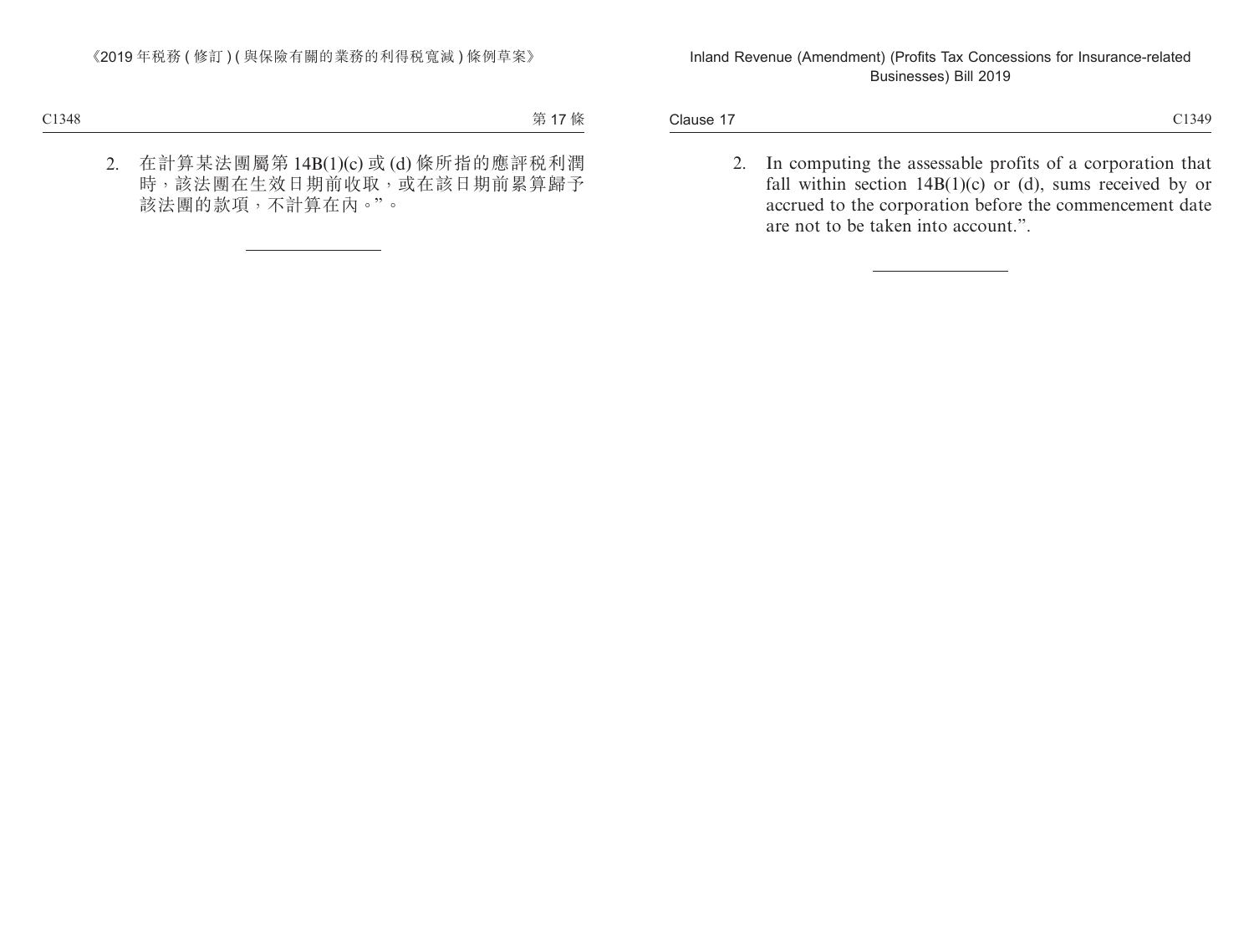2. 在計算某法團屬第 14B(1)(c) 或 (d) 條所指的應評税利潤時，該法團在生效日期前收取，或在該日期前累算歸予該法團的款項，不計算在內。”。

2. In computing the assessable profits of a corporation that fall within section 14B(1)(c) or (d), sums received by or accrued to the corporation before the commencement date are not to be taken into account.”.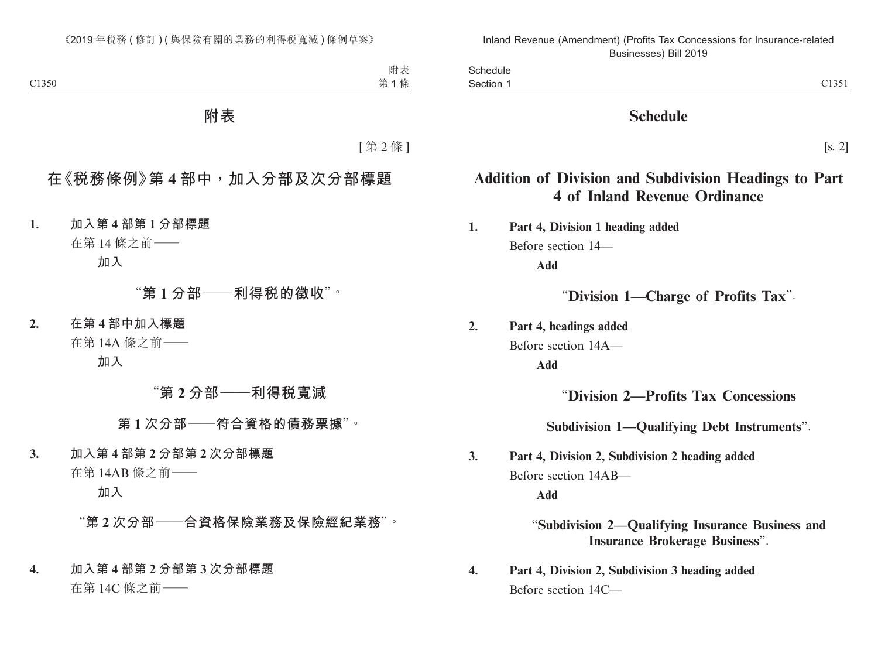# 附表

[第 2 條]

## 在《稅務條例》第 4 部中，加入分部及次分部標題

**1. 加入第 4 部第 1 分部標題**

在第 14 條之前——

**加入**

“**第 1 分部——利得稅的徵收**”。

**2. 在第 4 部中加入標題**

在第 14A 條之前——

**加入**

“**第 2 分部——利得稅寬減**

**第 1 次分部——符合資格的債務票據**”。

**3. 加入第 4 部第 2 分部第 2 次分部標題**

在第 14AB 條之前——

**加入**

“**第 2 次分部——合資格保險業務及保險經紀業務**”。

**4. 加入第 4 部第 2 分部第 3 次分部標題**

在第 14C 條之前——

# Schedule

[s. 2]

## Addition of Division and Subdivision Headings to Part 4 of Inland Revenue Ordinance

**1. Part 4, Division 1 heading added**

Before section 14—

**Add**

“**Division 1—Charge of Profits Tax**”.

**2. Part 4, headings added**

Before section 14A—

**Add**

“**Division 2—Profits Tax Concessions**

**Subdivision 1—Qualifying Debt Instruments**”.

**3. Part 4, Division 2, Subdivision 2 heading added**

Before section 14AB—

**Add**

“**Subdivision 2—Qualifying Insurance Business and Insurance Brokerage Business**”.

**4. Part 4, Division 2, Subdivision 3 heading added**

Before section 14C—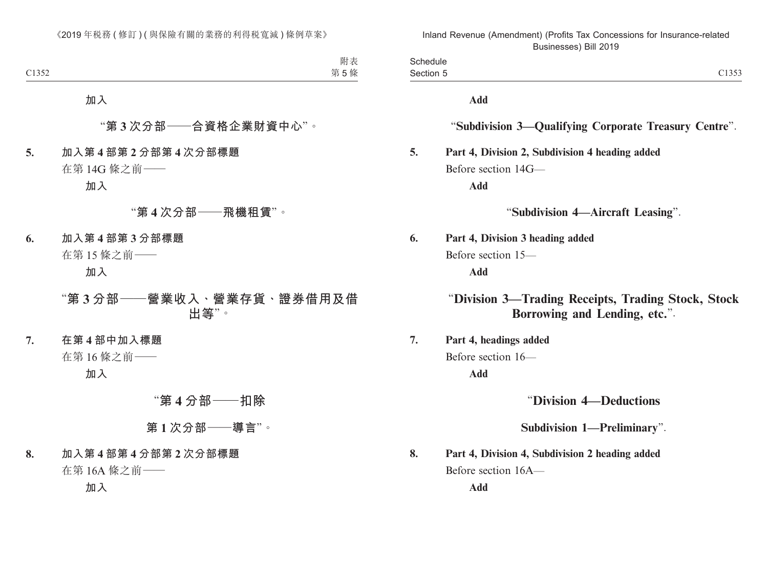加入

"**第 3 次分部——合資格企業財資中心**"。

**5. 加入第 4 部第 2 分部第 4 次分部標題**

在第 14G 條之前——

加入

"**第 4 次分部——飛機租賃**"。

**6. 加入第 4 部第 3 分部標題**

在第 15 條之前——

加入

"**第 3 分部——營業收入、營業存貨、證券借用及借出等**"。

**7. 在第 4 部中加入標題**

在第 16 條之前——

加入

"**第 4 分部——扣除**

**第 1 次分部——導言**"。

**8. 加入第 4 部第 4 分部第 2 次分部標題**

在第 16A 條之前——

加入

**Add**

"**Subdivision 3—Qualifying Corporate Treasury Centre**".

**5. Part 4, Division 2, Subdivision 4 heading added**

Before section 14G—

**Add**

"**Subdivision 4—Aircraft Leasing**".

**6. Part 4, Division 3 heading added**

Before section 15—

**Add**

"**Division 3—Trading Receipts, Trading Stock, Stock Borrowing and Lending, etc.**".

**7. Part 4, headings added**

Before section 16—

**Add**

"**Division 4—Deductions**

**Subdivision 1—Preliminary**".

**8. Part 4, Division 4, Subdivision 2 heading added**

Before section 16A—

**Add**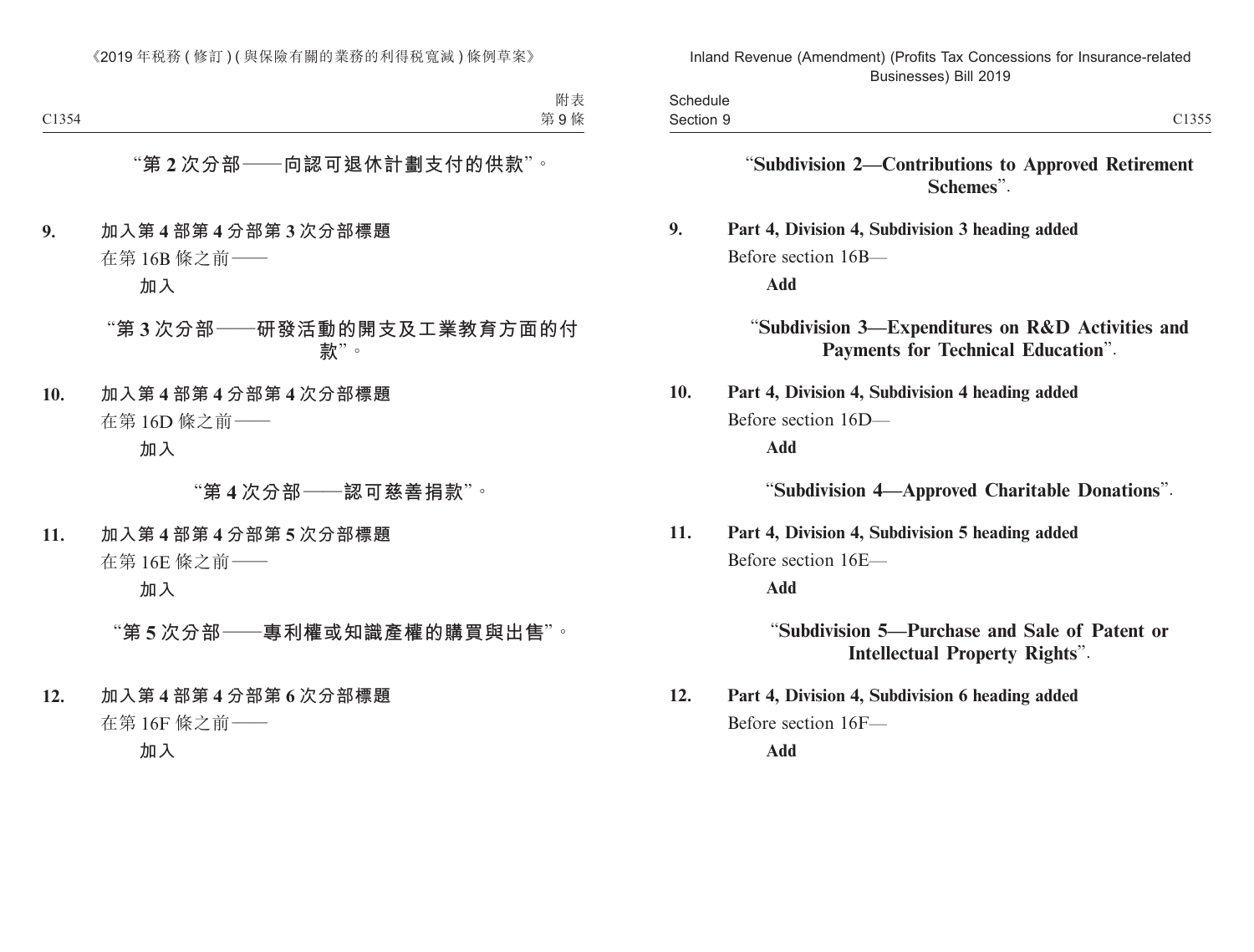“第 **2** 次分部——向認可退休計劃支付的供款”。

**9. 加入第 4 部第 4 分部第 3 次分部標題**

在第 16B 條之前——

**加入**

“第 **3** 次分部——研發活動的開支及工業教育方面的付款”。

**10. 加入第 4 部第 4 分部第 4 次分部標題**

在第 16D 條之前——

**加入**

“第 **4** 次分部——認可慈善捐款”。

**11. 加入第 4 部第 4 分部第 5 次分部標題**

在第 16E 條之前——

**加入**

“第 **5** 次分部——專利權或知識產權的購買與出售”。

**12. 加入第 4 部第 4 分部第 6 次分部標題**

在第 16F 條之前——

**加入**

“**Subdivision 2—Contributions to Approved Retirement Schemes**”.

**9. Part 4, Division 4, Subdivision 3 heading added**

Before section 16B—

**Add**

“**Subdivision 3—Expenditures on R&D Activities and Payments for Technical Education**”.

**10. Part 4, Division 4, Subdivision 4 heading added**

Before section 16D—

**Add**

“**Subdivision 4—Approved Charitable Donations**”.

**11. Part 4, Division 4, Subdivision 5 heading added**

Before section 16E—

**Add**

“**Subdivision 5—Purchase and Sale of Patent or Intellectual Property Rights**”.

**12. Part 4, Division 4, Subdivision 6 heading added**

Before section 16F—

**Add**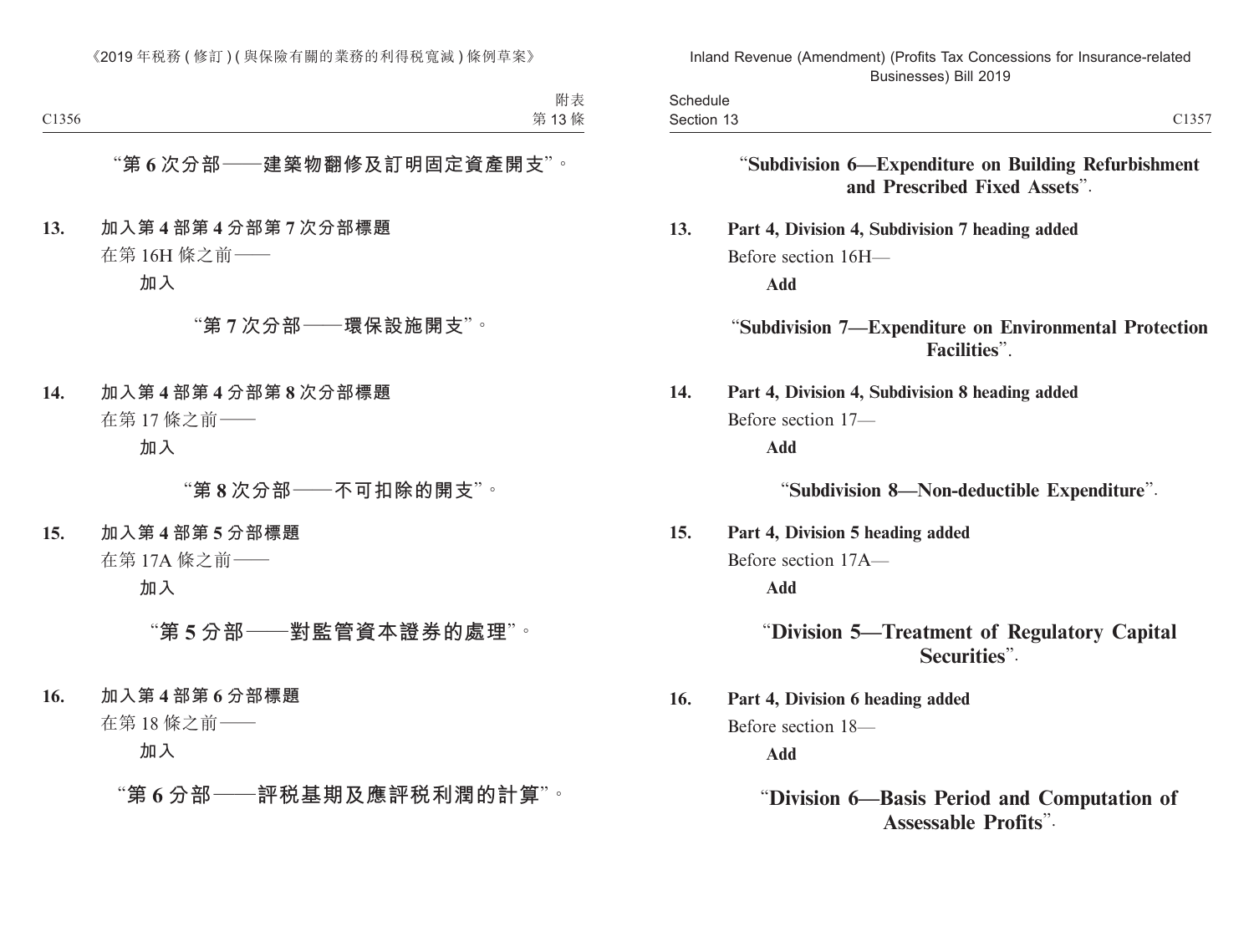“第 6 次分部——建築物翻修及訂明固定資產開支”。

**13. 加入第 4 部第 4 分部第 7 次分部標題**

在第 16H 條之前——

**加入**

“**第 7 次分部——環保設施開支**”。

**14. 加入第 4 部第 4 分部第 8 次分部標題**

在第 17 條之前——

**加入**

“**第 8 次分部——不可扣除的開支**”。

**15. 加入第 4 部第 5 分部標題**

在第 17A 條之前——

**加入**

“**第 5 分部——對監管資本證券的處理**”。

**16. 加入第 4 部第 6 分部標題**

在第 18 條之前——

**加入**

“**第 6 分部——評稅基期及應評税利潤的計算**”。

“**Subdivision 6—Expenditure on Building Refurbishment and Prescribed Fixed Assets**”.

**13. Part 4, Division 4, Subdivision 7 heading added**

Before section 16H—

**Add**

“**Subdivision 7—Expenditure on Environmental Protection Facilities**”.

**14. Part 4, Division 4, Subdivision 8 heading added**

Before section 17—

**Add**

“**Subdivision 8—Non-deductible Expenditure**”.

**15. Part 4, Division 5 heading added**

Before section 17A—

**Add**

“**Division 5—Treatment of Regulatory Capital Securities**”.

**16. Part 4, Division 6 heading added**

Before section 18—

**Add**

“**Division 6—Basis Period and Computation of Assessable Profits**”.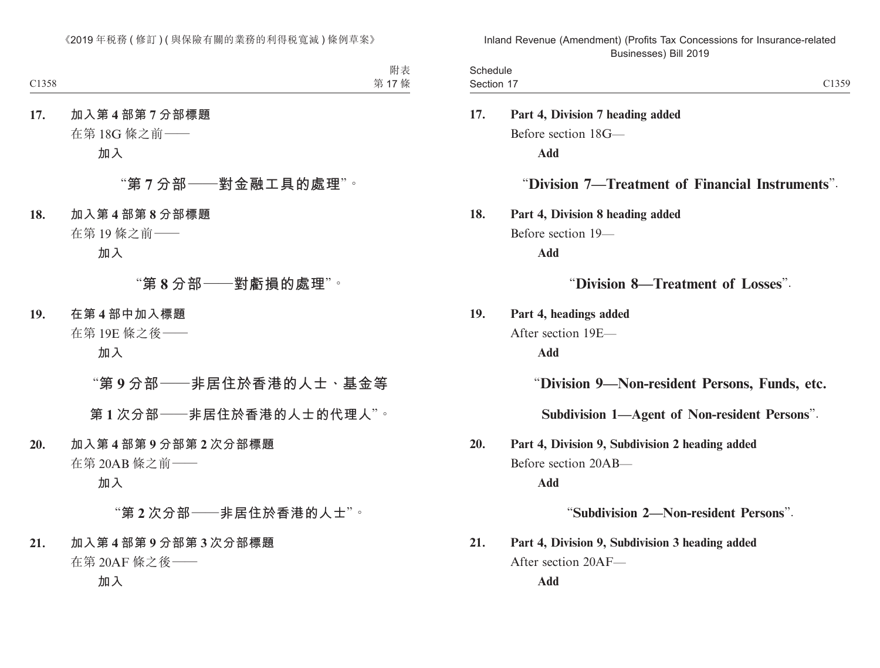**17. 加入第 4 部第 7 分部標題**

在第 18G 條之前——

**加入**

**“第 7 分部——對金融工具的處理”。**

**18. 加入第 4 部第 8 分部標題**

在第 19 條之前——

**加入**

**“第 8 分部——對虧損的處理”。**

**19. 在第 4 部中加入標題**

在第 19E 條之後——

**加入**

**“第 9 分部——非居住於香港的人士、基金等**

**第 1 次分部——非居住於香港的人士的代理人”。**

**20. 加入第 4 部第 9 分部第 2 次分部標題**

在第 20AB 條之前——

**加入**

**“第 2 次分部——非居住於香港的人士”。**

**21. 加入第 4 部第 9 分部第 3 次分部標題**

在第 20AF 條之後——

**加入**

**17. Part 4, Division 7 heading added**

Before section 18G—

**Add**

“**Division 7—Treatment of Financial Instruments**”.

**18. Part 4, Division 8 heading added**

Before section 19—

**Add**

“**Division 8—Treatment of Losses**”.

**19. Part 4, headings added**

After section 19E—

**Add**

“**Division 9—Non-resident Persons, Funds, etc.**

**Subdivision 1—Agent of Non-resident Persons**”.

**20. Part 4, Division 9, Subdivision 2 heading added**

Before section 20AB—

**Add**

“**Subdivision 2—Non-resident Persons**”.

**21. Part 4, Division 9, Subdivision 3 heading added**

After section 20AF—

**Add**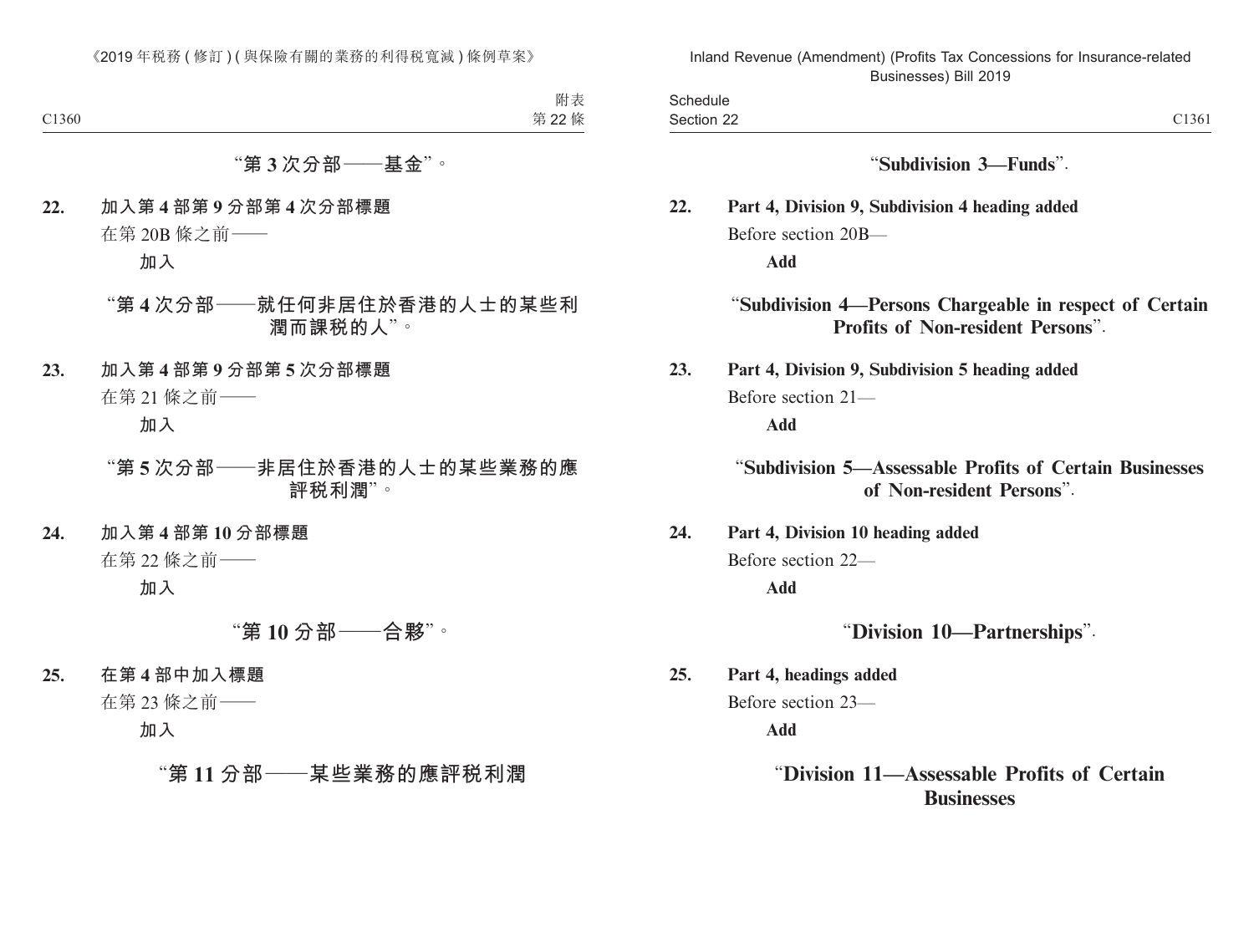"第 3 次分部——基金"。

**22. 加入第 4 部第 9 分部第 4 次分部標題**

在第 20B 條之前——

**加入**

**"第 4 次分部——就任何非居住於香港的人士的某些利潤而課税的人"。**

**23. 加入第 4 部第 9 分部第 5 次分部標題**

在第 21 條之前——

**加入**

**"第 5 次分部——非居住於香港的人士的某些業務的應評税利潤"。**

**24. 加入第 4 部第 10 分部標題**

在第 22 條之前——

**加入**

**"第 10 分部——合夥"。**

**25. 在第 4 部中加入標題**

在第 23 條之前——

**加入**

**"第 11 分部——某些業務的應評税利潤**

"**Subdivision 3—Funds**".

**22. Part 4, Division 9, Subdivision 4 heading added**

Before section 20B—

**Add**

"**Subdivision 4—Persons Chargeable in respect of Certain Profits of Non-resident Persons**".

**23. Part 4, Division 9, Subdivision 5 heading added**

Before section 21—

**Add**

"**Subdivision 5—Assessable Profits of Certain Businesses of Non-resident Persons**".

**24. Part 4, Division 10 heading added**

Before section 22—

**Add**

"**Division 10—Partnerships**".

**25. Part 4, headings added**

Before section 23—

**Add**

"**Division 11—Assessable Profits of Certain Businesses**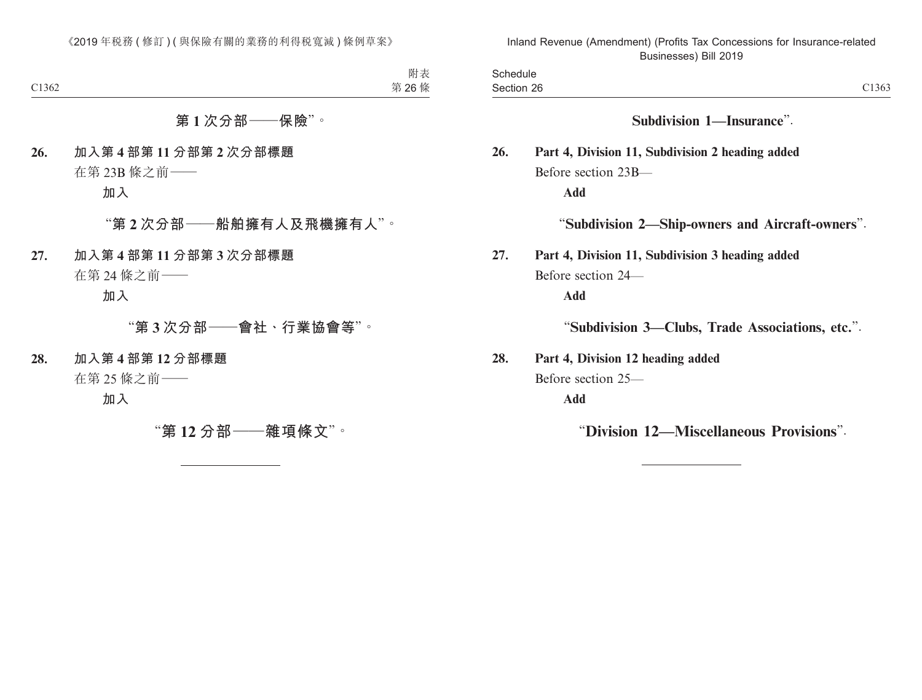**第 1 次分部——保險**”。

**26. 加入第 4 部第 11 分部第 2 次分部標題**

在第 23B 條之前——

**加入**

“**第 2 次分部——船舶擁有人及飛機擁有人**”。

**27. 加入第 4 部第 11 分部第 3 次分部標題**

在第 24 條之前——

**加入**

“**第 3 次分部——會社、行業協會等**”。

**28. 加入第 4 部第 12 分部標題**

在第 25 條之前——

**加入**

“**第 12 分部——雜項條文**”。

---

**Subdivision 1—Insurance**”.

**26. Part 4, Division 11, Subdivision 2 heading added**

Before section 23B—

**Add**

“**Subdivision 2—Ship-owners and Aircraft-owners**”.

**27. Part 4, Division 11, Subdivision 3 heading added**

Before section 24—

**Add**

“**Subdivision 3—Clubs, Trade Associations, etc.**”.

**28. Part 4, Division 12 heading added**

Before section 25—

**Add**

“**Division 12—Miscellaneous Provisions**”.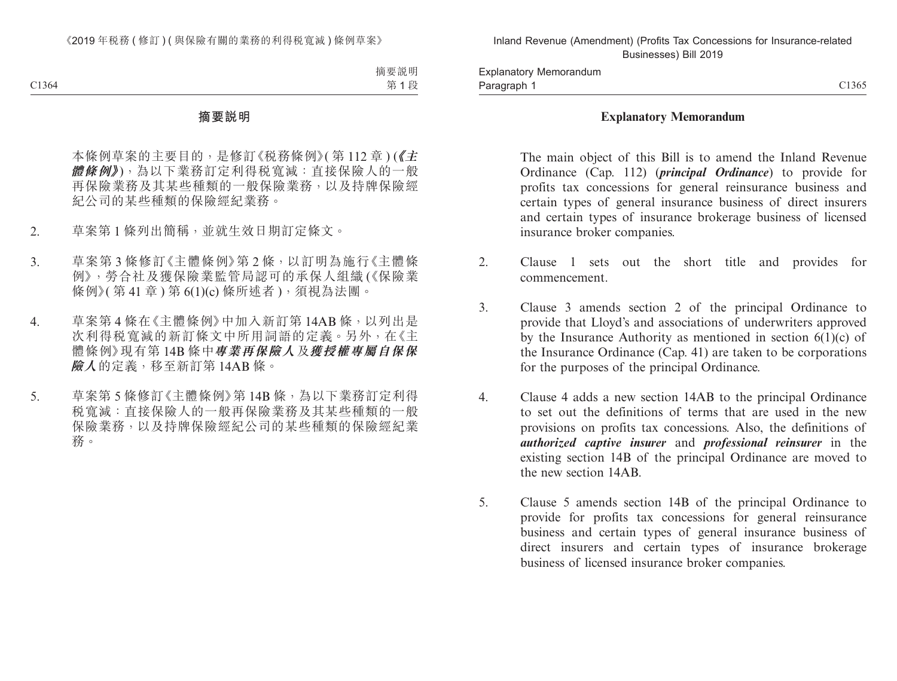# 摘要說明

本條例草案的主要目的，是修訂《稅務條例》(第 112 章) (***《主體條例》***)，為以下業務訂定利得稅寬減：直接保險人的一般再保險業務及其某些種類的一般保險業務，以及持牌保險經紀公司的某些種類的保險經紀業務。

2. 草案第 1 條列出簡稱，並就生效日期訂定條文。

3. 草案第 3 條修訂《主體條例》第 2 條，以訂明為施行《主體條例》，勞合社及獲保險業監管局認可的承保人組織 (《保險業條例》(第 41 章) 第 6(1)(c) 條所述者)，須視為法團。

4. 草案第 4 條在《主體條例》中加入新訂第 14AB 條，以列出是次利得稅寬減的新訂條文中所用詞語的定義。另外，在《主體條例》現有第 14B 條中***專業再保險人***及***獲授權專屬自保保險人***的定義，移至新訂第 14AB 條。

5. 草案第 5 條修訂《主體條例》第 14B 條，為以下業務訂定利得稅寬減：直接保險人的一般再保險業務及其某些種類的一般保險業務，以及持牌保險經紀公司的某些種類的保險經紀業務。

# Explanatory Memorandum

The main object of this Bill is to amend the Inland Revenue Ordinance (Cap. 112) (***principal Ordinance***) to provide for profits tax concessions for general reinsurance business and certain types of general insurance business of direct insurers and certain types of insurance brokerage business of licensed insurance broker companies.

2. Clause 1 sets out the short title and provides for commencement.

3. Clause 3 amends section 2 of the principal Ordinance to provide that Lloyd's and associations of underwriters approved by the Insurance Authority as mentioned in section 6(1)(c) of the Insurance Ordinance (Cap. 41) are taken to be corporations for the purposes of the principal Ordinance.

4. Clause 4 adds a new section 14AB to the principal Ordinance to set out the definitions of terms that are used in the new provisions on profits tax concessions. Also, the definitions of ***authorized captive insurer*** and ***professional reinsurer*** in the existing section 14B of the principal Ordinance are moved to the new section 14AB.

5. Clause 5 amends section 14B of the principal Ordinance to provide for profits tax concessions for general reinsurance business and certain types of general insurance business of direct insurers and certain types of insurance brokerage business of licensed insurance broker companies.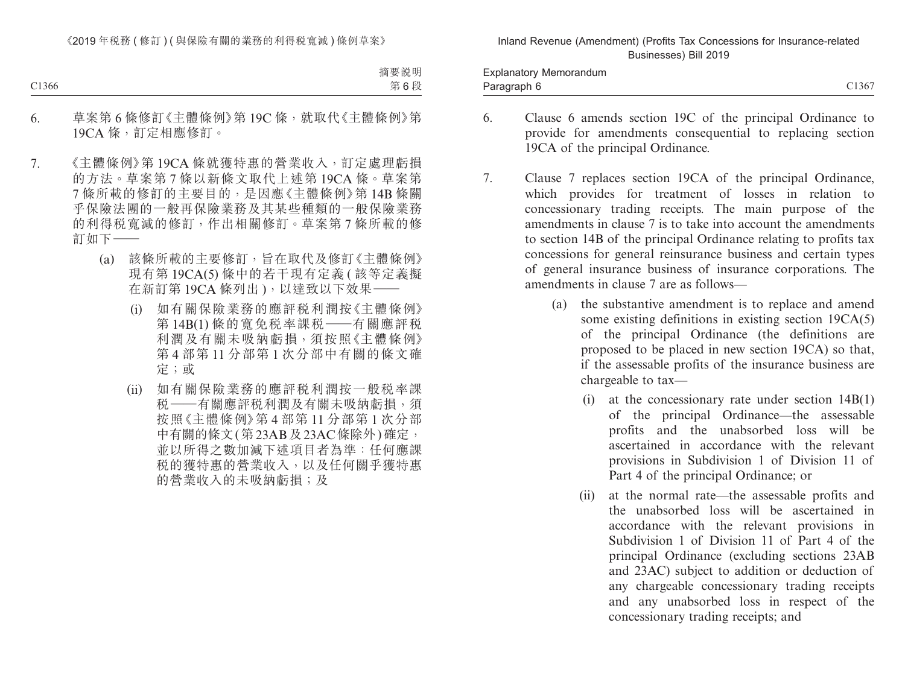6. 草案第 6 條修訂《主體條例》第 19C 條，就取代《主體條例》第 19CA 條，訂定相應修訂。

7. 《主體條例》第 19CA 條就獲特惠的營業收入，訂定處理虧損的方法。草案第 7 條以新條文取代上述第 19CA 條。草案第 7 條所載的修訂的主要目的，是因應《主體條例》第 14B 條關乎保險法團的一般再保險業務及其某些種類的一般保險業務的利得稅寬減的修訂，作出相關修訂。草案第 7 條所載的修訂如下——

   (a) 該條所載的主要修訂，旨在取代及修訂《主體條例》現有第 19CA(5) 條中的若干現有定義 (該等定義擬在新訂第 19CA 條列出)，以達致以下效果——

      (i) 如有關保險業務的應評稅利潤按《主體條例》第 14B(1) 條的寬免稅率課稅——有關應評稅利潤及有關未吸納虧損，須按照《主體條例》第 4 部第 11 分部第 1 次分部中有關的條文確定；或

      (ii) 如有關保險業務的應評稅利潤按一般稅率課稅——有關應評稅利潤及有關未吸納虧損，須按照《主體條例》第 4 部第 11 分部第 1 次分部中有關的條文 (第 23AB 及 23AC 條除外) 確定，並以所得之數加減下述項目者為準：任何應課稅的獲特惠的營業收入，以及任何關乎獲特惠的營業收入的未吸納虧損；及

6. Clause 6 amends section 19C of the principal Ordinance to provide for amendments consequential to replacing section 19CA of the principal Ordinance.

7. Clause 7 replaces section 19CA of the principal Ordinance, which provides for treatment of losses in relation to concessionary trading receipts. The main purpose of the amendments in clause 7 is to take into account the amendments to section 14B of the principal Ordinance relating to profits tax concessions for general reinsurance business and certain types of general insurance business of insurance corporations. The amendments in clause 7 are as follows—

   (a) the substantive amendment is to replace and amend some existing definitions in existing section 19CA(5) of the principal Ordinance (the definitions are proposed to be placed in new section 19CA) so that, if the assessable profits of the insurance business are chargeable to tax—

      (i) at the concessionary rate under section 14B(1) of the principal Ordinance—the assessable profits and the unabsorbed loss will be ascertained in accordance with the relevant provisions in Subdivision 1 of Division 11 of Part 4 of the principal Ordinance; or

      (ii) at the normal rate—the assessable profits and the unabsorbed loss will be ascertained in accordance with the relevant provisions in Subdivision 1 of Division 11 of Part 4 of the principal Ordinance (excluding sections 23AB and 23AC) subject to addition or deduction of any chargeable concessionary trading receipts and any unabsorbed loss in respect of the concessionary trading receipts; and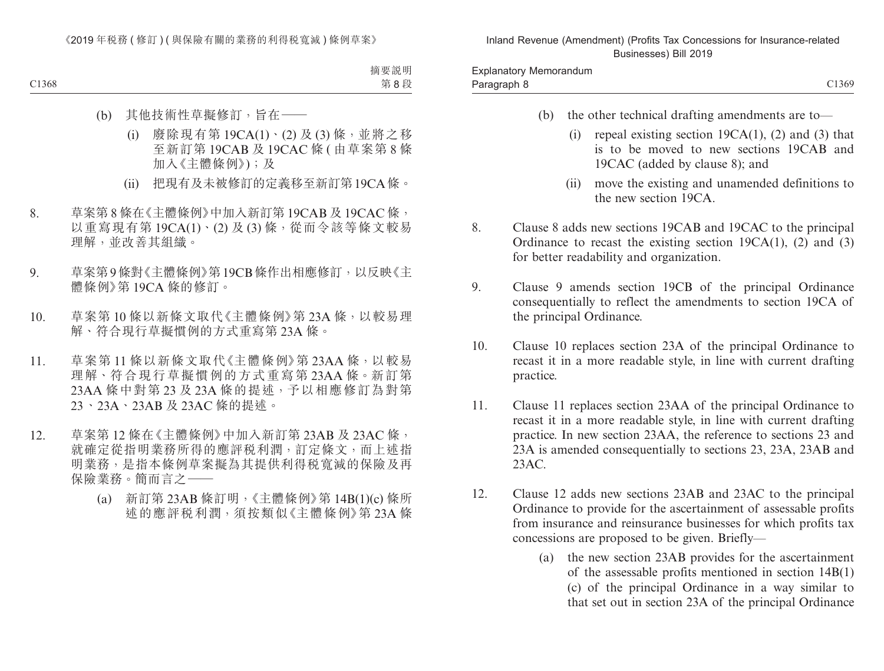(b) 其他技術性草擬修訂，旨在——

(i) 廢除現有第 19CA(1)、(2) 及 (3) 條，並將之移至新訂第 19CAB 及 19CAC 條 (由草案第 8 條加入《主體條例》)；及

(ii) 把現有及未被修訂的定義移至新訂第 19CA 條。

8. 草案第 8 條在《主體條例》中加入新訂第 19CAB 及 19CAC 條，以重寫現有第 19CA(1)、(2) 及 (3) 條，從而令該等條文較易理解，並改善其組織。

9. 草案第 9 條對《主體條例》第 19CB 條作出相應修訂，以反映《主體條例》第 19CA 條的修訂。

10. 草案第 10 條以新條文取代《主體條例》第 23A 條，以較易理解、符合現行草擬慣例的方式重寫第 23A 條。

11. 草案第 11 條以新條文取代《主體條例》第 23AA 條，以較易理解、符合現行草擬慣例的方式重寫第 23AA 條。新訂第 23AA 條中對第 23 及 23A 條的提述，予以相應修訂為對第 23、23A、23AB 及 23AC 條的提述。

12. 草案第 12 條在《主體條例》中加入新訂第 23AB 及 23AC 條，就確定從指明業務所得的應評稅利潤，訂定條文，而上述指明業務，是指本條例草案擬為其提供利得稅寬減的保險及再保險業務。簡而言之——

(a) 新訂第 23AB 條訂明，《主體條例》第 14B(1)(c) 條所述的應評稅利潤，須按類似《主體條例》第 23A 條

(b) the other technical drafting amendments are to—

(i) repeal existing section 19CA(1), (2) and (3) that is to be moved to new sections 19CAB and 19CAC (added by clause 8); and

(ii) move the existing and unamended definitions to the new section 19CA.

8. Clause 8 adds new sections 19CAB and 19CAC to the principal Ordinance to recast the existing section 19CA(1), (2) and (3) for better readability and organization.

9. Clause 9 amends section 19CB of the principal Ordinance consequentially to reflect the amendments to section 19CA of the principal Ordinance.

10. Clause 10 replaces section 23A of the principal Ordinance to recast it in a more readable style, in line with current drafting practice.

11. Clause 11 replaces section 23AA of the principal Ordinance to recast it in a more readable style, in line with current drafting practice. In new section 23AA, the reference to sections 23 and 23A is amended consequentially to sections 23, 23A, 23AB and 23AC.

12. Clause 12 adds new sections 23AB and 23AC to the principal Ordinance to provide for the ascertainment of assessable profits from insurance and reinsurance businesses for which profits tax concessions are proposed to be given. Briefly—

(a) the new section 23AB provides for the ascertainment of the assessable profits mentioned in section 14B(1)(c) of the principal Ordinance in a way similar to that set out in section 23A of the principal Ordinance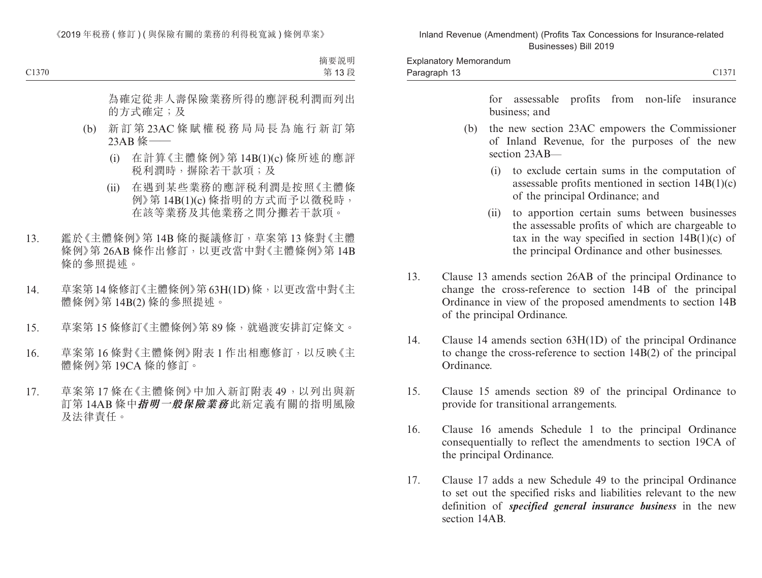為確定從非人壽保險業務所得的應評稅利潤而列出的方式確定；及

(b) 新訂第 23AC 條賦權稅務局局長為施行新訂第 23AB 條——

(i) 在計算《主體條例》第 14B(1)(c) 條所述的應評稅利潤時，摒除若干款項；及

(ii) 在遇到某些業務的應評稅利潤是按照《主體條例》第 14B(1)(c) 條指明的方式而予以徵稅時，在該等業務及其他業務之間分攤若干款項。

13. 鑑於《主體條例》第 14B 條的擬議修訂，草案第 13 條對《主體條例》第 26AB 條作出修訂，以更改當中對《主體條例》第 14B 條的參照提述。

14. 草案第 14 條修訂《主體條例》第 63H(1D) 條，以更改當中對《主體條例》第 14B(2) 條的參照提述。

15. 草案第 15 條修訂《主體條例》第 89 條，就過渡安排訂定條文。

16. 草案第 16 條對《主體條例》附表 1 作出相應修訂，以反映《主體條例》第 19CA 條的修訂。

17. 草案第 17 條在《主體條例》中加入新訂附表 49，以列出與新訂第 14AB 條中***指明一般保險業務***此新定義有關的指明風險及法律責任。

for assessable profits from non-life insurance business; and

(b) the new section 23AC empowers the Commissioner of Inland Revenue, for the purposes of the new section 23AB—

(i) to exclude certain sums in the computation of assessable profits mentioned in section 14B(1)(c) of the principal Ordinance; and

(ii) to apportion certain sums between businesses the assessable profits of which are chargeable to tax in the way specified in section 14B(1)(c) of the principal Ordinance and other businesses.

13. Clause 13 amends section 26AB of the principal Ordinance to change the cross-reference to section 14B of the principal Ordinance in view of the proposed amendments to section 14B of the principal Ordinance.

14. Clause 14 amends section 63H(1D) of the principal Ordinance to change the cross-reference to section 14B(2) of the principal Ordinance.

15. Clause 15 amends section 89 of the principal Ordinance to provide for transitional arrangements.

16. Clause 16 amends Schedule 1 to the principal Ordinance consequentially to reflect the amendments to section 19CA of the principal Ordinance.

17. Clause 17 adds a new Schedule 49 to the principal Ordinance to set out the specified risks and liabilities relevant to the new definition of ***specified general insurance business*** in the new section 14AB.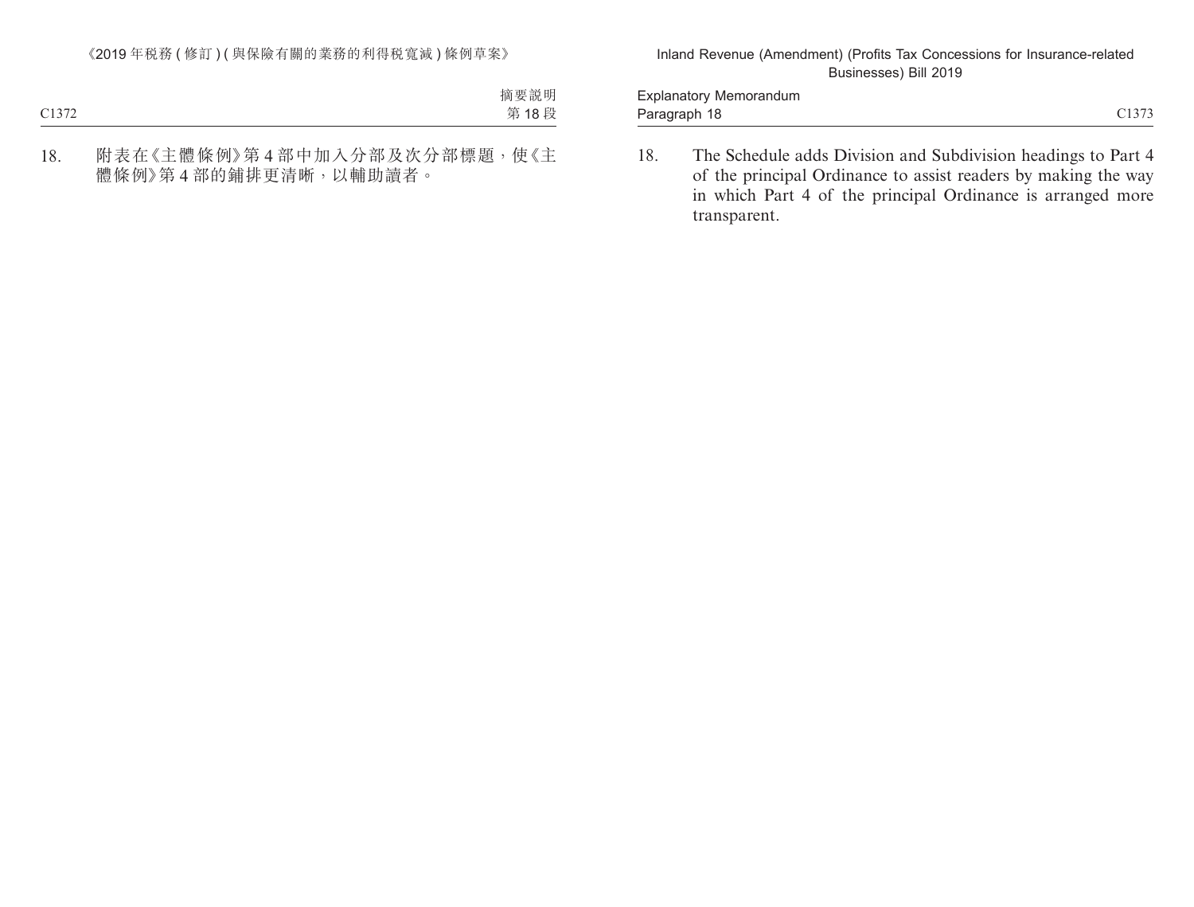18. 附表在《主體條例》第 4 部中加入分部及次分部標題，使《主體條例》第 4 部的鋪排更清晰，以輔助讀者。

18. The Schedule adds Division and Subdivision headings to Part 4 of the principal Ordinance to assist readers by making the way in which Part 4 of the principal Ordinance is arranged more transparent.